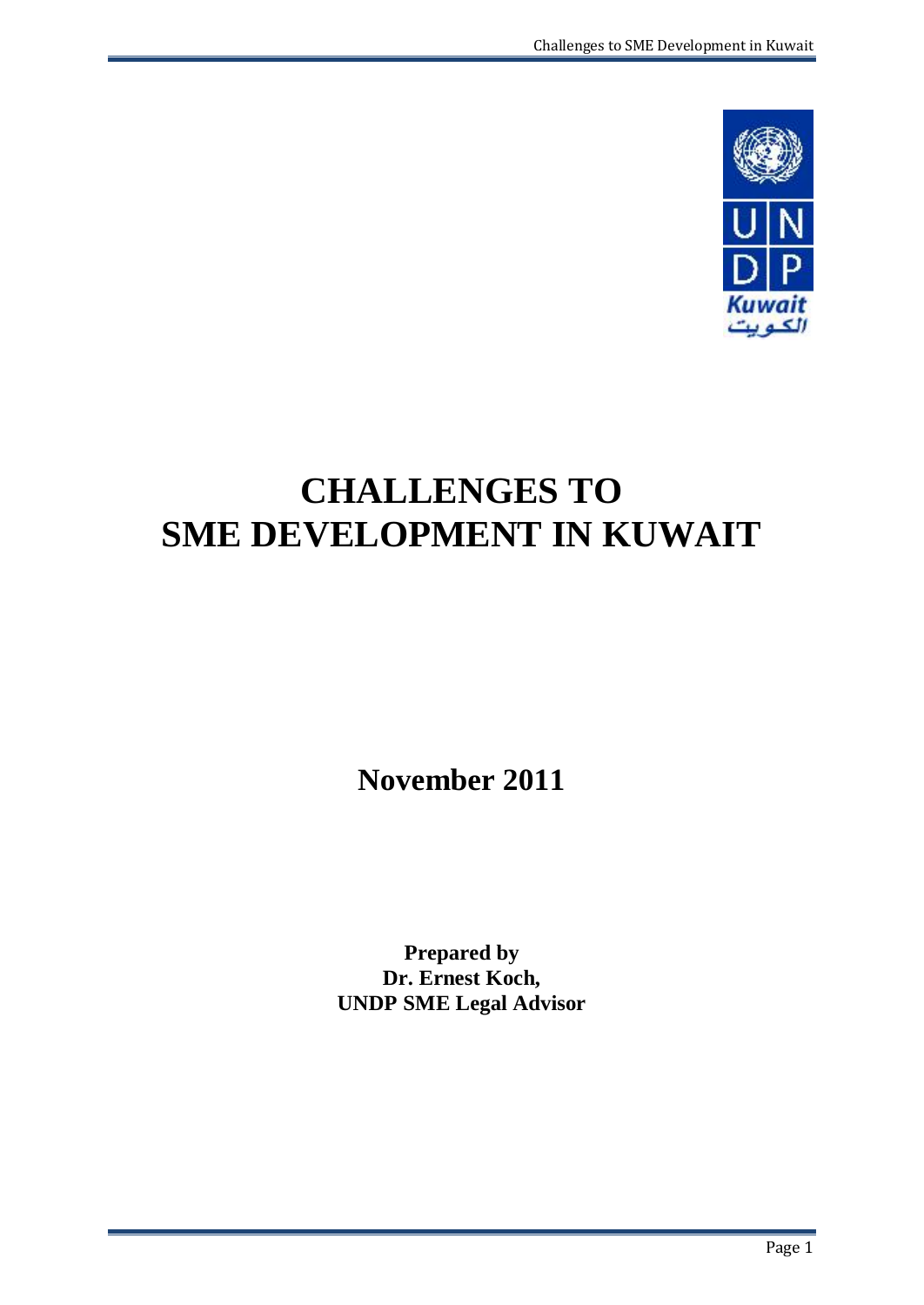# CHALLENGES TO SME DEVELOPMENT IN KUWAIT

**November 2011**

**Prepared by**
**Dr. Ernest Koch,**
**UNDP SME Legal Advisor**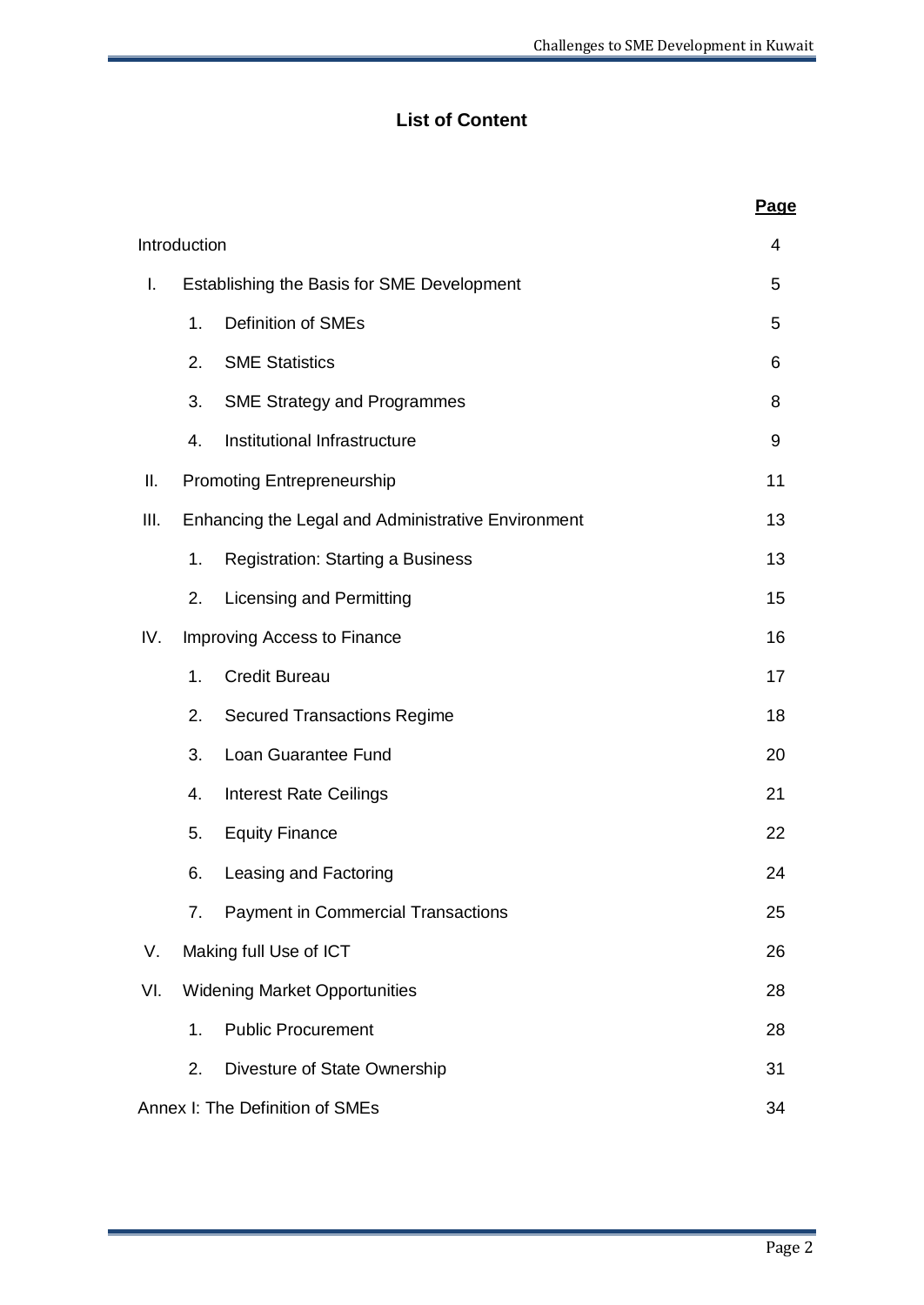## List of Content

| | | | Page |
|---|---|---|---|
| Introduction | | | 4 |
| I. | Establishing the Basis for SME Development | | 5 |
| | 1. | Definition of SMEs | 5 |
| | 2. | SME Statistics | 6 |
| | 3. | SME Strategy and Programmes | 8 |
| | 4. | Institutional Infrastructure | 9 |
| II. | Promoting Entrepreneurship | | 11 |
| III. | Enhancing the Legal and Administrative Environment | | 13 |
| | 1. | Registration: Starting a Business | 13 |
| | 2. | Licensing and Permitting | 15 |
| IV. | Improving Access to Finance | | 16 |
| | 1. | Credit Bureau | 17 |
| | 2. | Secured Transactions Regime | 18 |
| | 3. | Loan Guarantee Fund | 20 |
| | 4. | Interest Rate Ceilings | 21 |
| | 5. | Equity Finance | 22 |
| | 6. | Leasing and Factoring | 24 |
| | 7. | Payment in Commercial Transactions | 25 |
| V. | Making full Use of ICT | | 26 |
| VI. | Widening Market Opportunities | | 28 |
| | 1. | Public Procurement | 28 |
| | 2. | Divesture of State Ownership | 31 |
| Annex I: The Definition of SMEs | | | 34 |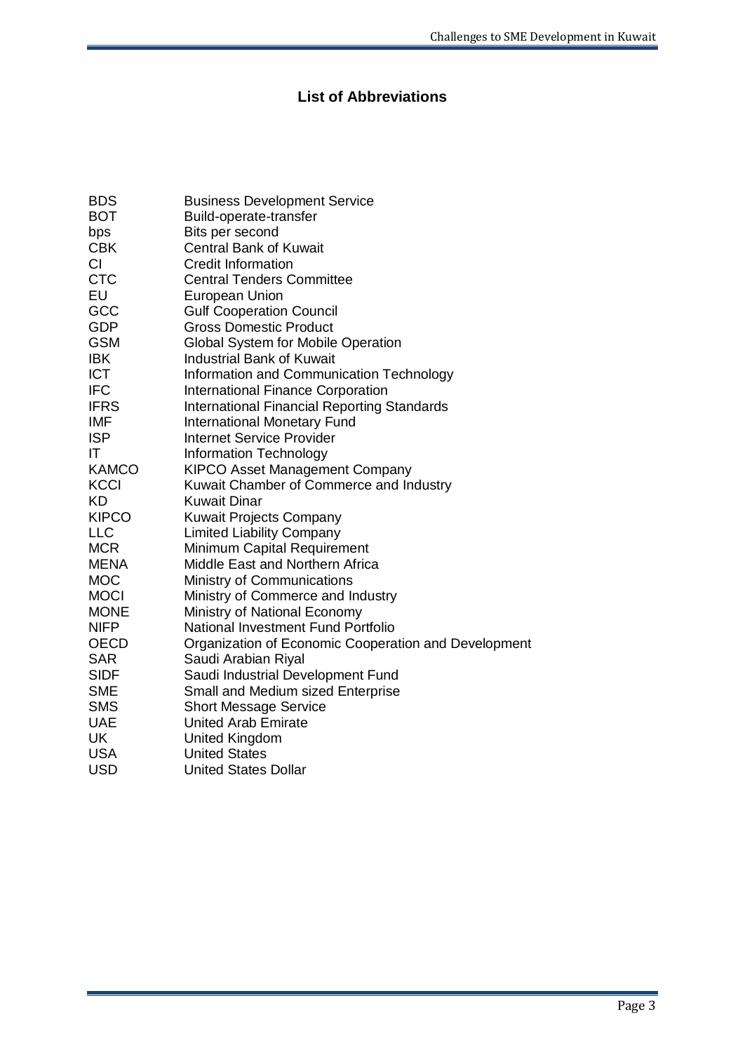# List of Abbreviations

| | |
|---|---|
| BDS | Business Development Service |
| BOT | Build-operate-transfer |
| bps | Bits per second |
| CBK | Central Bank of Kuwait |
| CI | Credit Information |
| CTC | Central Tenders Committee |
| EU | European Union |
| GCC | Gulf Cooperation Council |
| GDP | Gross Domestic Product |
| GSM | Global System for Mobile Operation |
| IBK | Industrial Bank of Kuwait |
| ICT | Information and Communication Technology |
| IFC | International Finance Corporation |
| IFRS | International Financial Reporting Standards |
| IMF | International Monetary Fund |
| ISP | Internet Service Provider |
| IT | Information Technology |
| KAMCO | KIPCO Asset Management Company |
| KCCI | Kuwait Chamber of Commerce and Industry |
| KD | Kuwait Dinar |
| KIPCO | Kuwait Projects Company |
| LLC | Limited Liability Company |
| MCR | Minimum Capital Requirement |
| MENA | Middle East and Northern Africa |
| MOC | Ministry of Communications |
| MOCI | Ministry of Commerce and Industry |
| MONE | Ministry of National Economy |
| NIFP | National Investment Fund Portfolio |
| OECD | Organization of Economic Cooperation and Development |
| SAR | Saudi Arabian Riyal |
| SIDF | Saudi Industrial Development Fund |
| SME | Small and Medium sized Enterprise |
| SMS | Short Message Service |
| UAE | United Arab Emirate |
| UK | United Kingdom |
| USA | United States |
| USD | United States Dollar |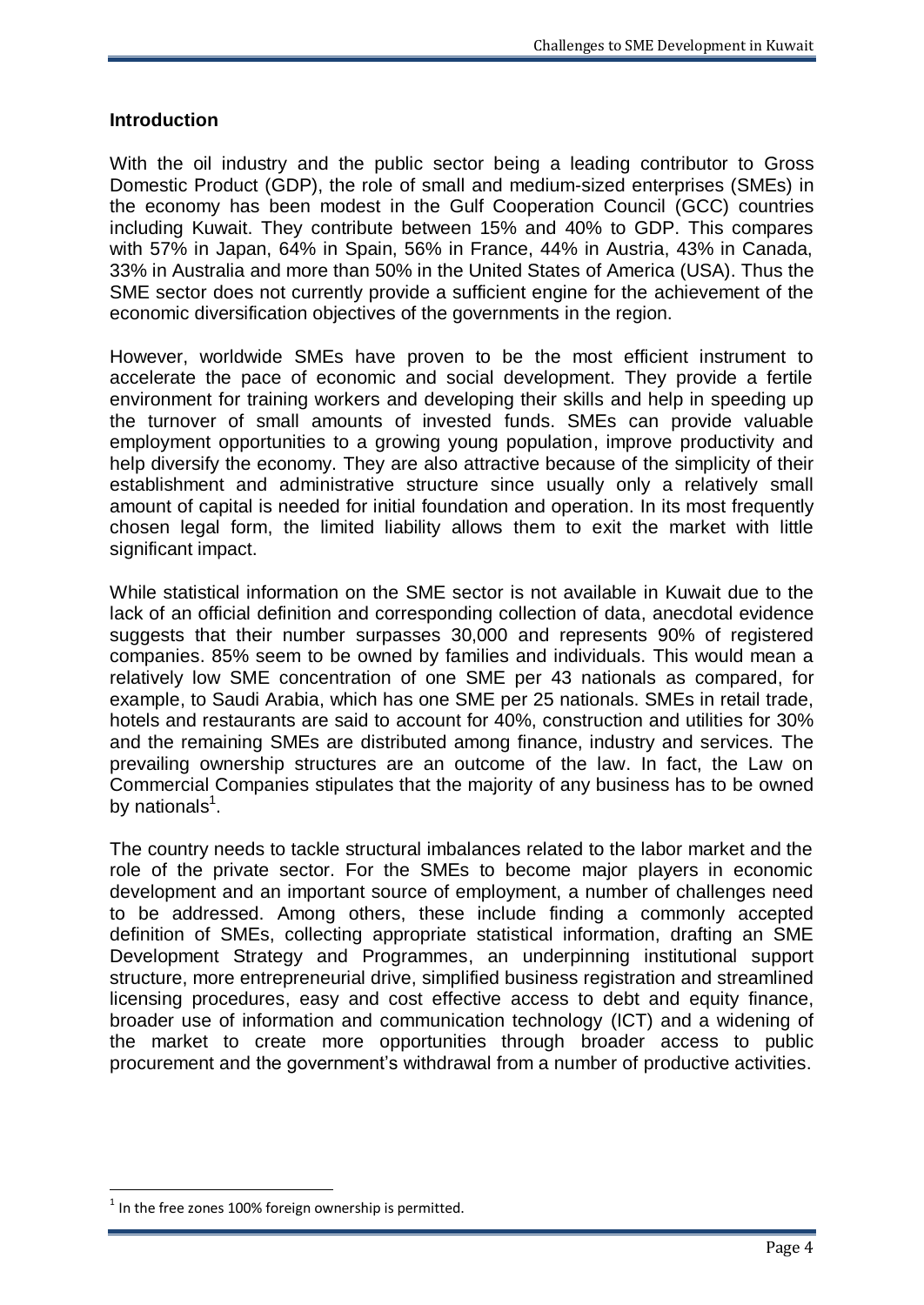## Introduction

With the oil industry and the public sector being a leading contributor to Gross Domestic Product (GDP), the role of small and medium-sized enterprises (SMEs) in the economy has been modest in the Gulf Cooperation Council (GCC) countries including Kuwait. They contribute between 15% and 40% to GDP. This compares with 57% in Japan, 64% in Spain, 56% in France, 44% in Austria, 43% in Canada, 33% in Australia and more than 50% in the United States of America (USA). Thus the SME sector does not currently provide a sufficient engine for the achievement of the economic diversification objectives of the governments in the region.

However, worldwide SMEs have proven to be the most efficient instrument to accelerate the pace of economic and social development. They provide a fertile environment for training workers and developing their skills and help in speeding up the turnover of small amounts of invested funds. SMEs can provide valuable employment opportunities to a growing young population, improve productivity and help diversify the economy. They are also attractive because of the simplicity of their establishment and administrative structure since usually only a relatively small amount of capital is needed for initial foundation and operation. In its most frequently chosen legal form, the limited liability allows them to exit the market with little significant impact.

While statistical information on the SME sector is not available in Kuwait due to the lack of an official definition and corresponding collection of data, anecdotal evidence suggests that their number surpasses 30,000 and represents 90% of registered companies. 85% seem to be owned by families and individuals. This would mean a relatively low SME concentration of one SME per 43 nationals as compared, for example, to Saudi Arabia, which has one SME per 25 nationals. SMEs in retail trade, hotels and restaurants are said to account for 40%, construction and utilities for 30% and the remaining SMEs are distributed among finance, industry and services. The prevailing ownership structures are an outcome of the law. In fact, the Law on Commercial Companies stipulates that the majority of any business has to be owned by nationals[1].

The country needs to tackle structural imbalances related to the labor market and the role of the private sector. For the SMEs to become major players in economic development and an important source of employment, a number of challenges need to be addressed. Among others, these include finding a commonly accepted definition of SMEs, collecting appropriate statistical information, drafting an SME Development Strategy and Programmes, an underpinning institutional support structure, more entrepreneurial drive, simplified business registration and streamlined licensing procedures, easy and cost effective access to debt and equity finance, broader use of information and communication technology (ICT) and a widening of the market to create more opportunities through broader access to public procurement and the government's withdrawal from a number of productive activities.

[1] In the free zones 100% foreign ownership is permitted.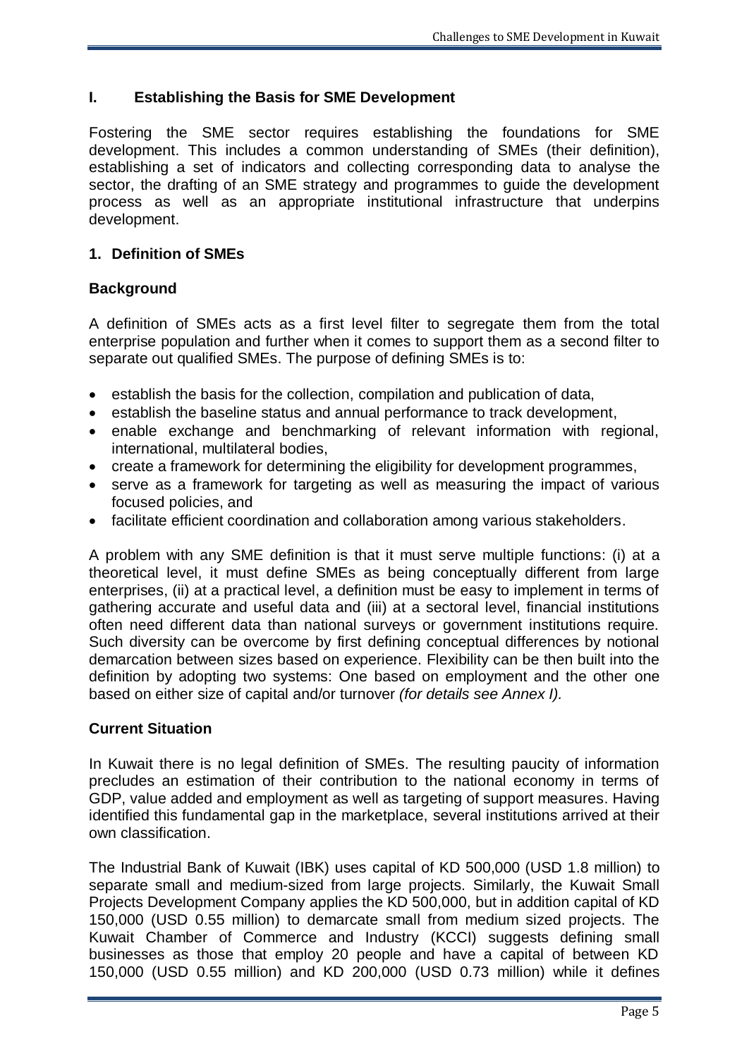## I. Establishing the Basis for SME Development

Fostering the SME sector requires establishing the foundations for SME development. This includes a common understanding of SMEs (their definition), establishing a set of indicators and collecting corresponding data to analyse the sector, the drafting of an SME strategy and programmes to guide the development process as well as an appropriate institutional infrastructure that underpins development.

### 1. Definition of SMEs

#### Background

A definition of SMEs acts as a first level filter to segregate them from the total enterprise population and further when it comes to support them as a second filter to separate out qualified SMEs. The purpose of defining SMEs is to:

- establish the basis for the collection, compilation and publication of data,
- establish the baseline status and annual performance to track development,
- enable exchange and benchmarking of relevant information with regional, international, multilateral bodies,
- create a framework for determining the eligibility for development programmes,
- serve as a framework for targeting as well as measuring the impact of various focused policies, and
- facilitate efficient coordination and collaboration among various stakeholders.

A problem with any SME definition is that it must serve multiple functions: (i) at a theoretical level, it must define SMEs as being conceptually different from large enterprises, (ii) at a practical level, a definition must be easy to implement in terms of gathering accurate and useful data and (iii) at a sectoral level, financial institutions often need different data than national surveys or government institutions require. Such diversity can be overcome by first defining conceptual differences by notional demarcation between sizes based on experience. Flexibility can be then built into the definition by adopting two systems: One based on employment and the other one based on either size of capital and/or turnover *(for details see Annex I).*

#### Current Situation

In Kuwait there is no legal definition of SMEs. The resulting paucity of information precludes an estimation of their contribution to the national economy in terms of GDP, value added and employment as well as targeting of support measures. Having identified this fundamental gap in the marketplace, several institutions arrived at their own classification.

The Industrial Bank of Kuwait (IBK) uses capital of KD 500,000 (USD 1.8 million) to separate small and medium-sized from large projects. Similarly, the Kuwait Small Projects Development Company applies the KD 500,000, but in addition capital of KD 150,000 (USD 0.55 million) to demarcate small from medium sized projects. The Kuwait Chamber of Commerce and Industry (KCCI) suggests defining small businesses as those that employ 20 people and have a capital of between KD 150,000 (USD 0.55 million) and KD 200,000 (USD 0.73 million) while it defines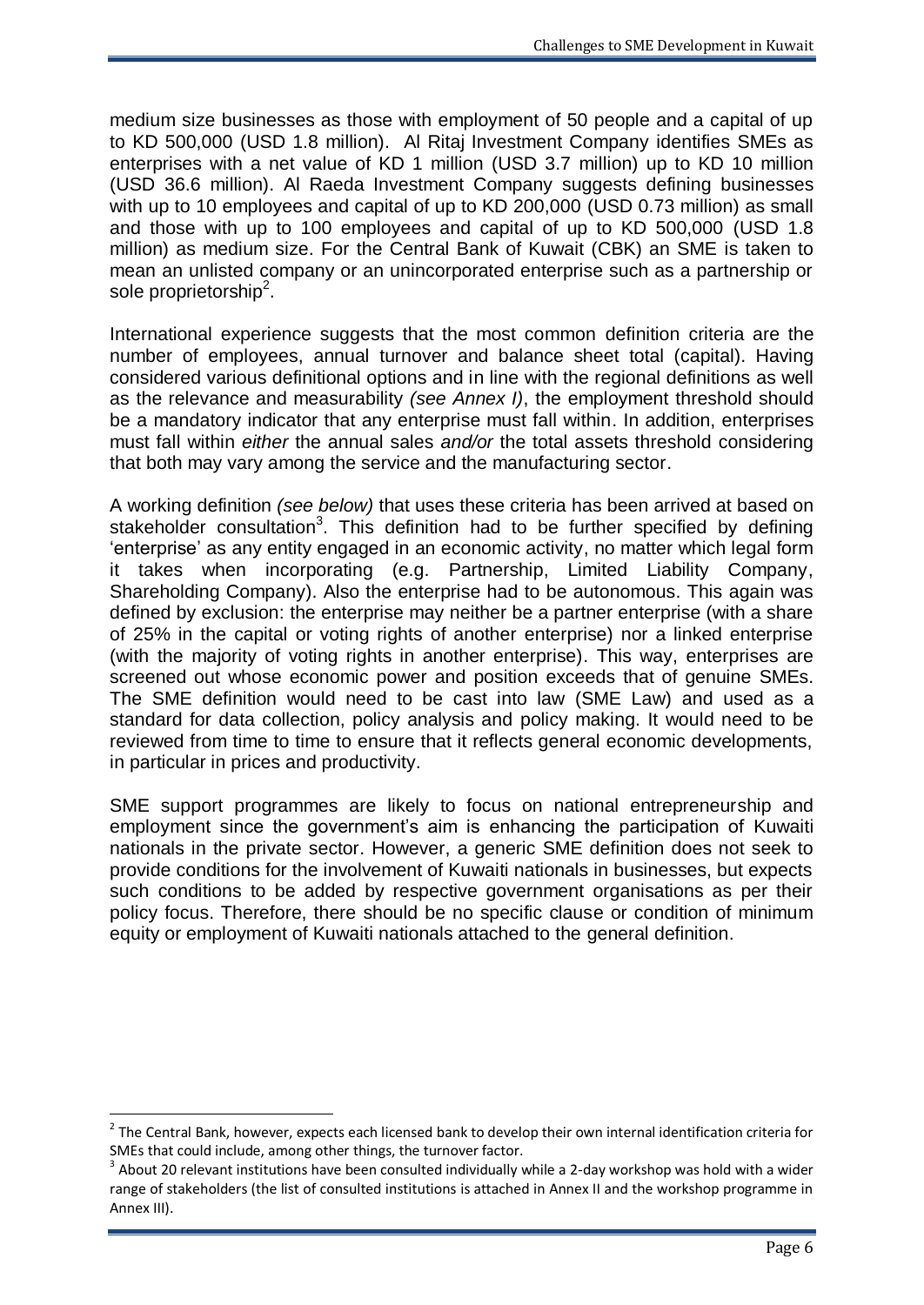medium size businesses as those with employment of 50 people and a capital of up to KD 500,000 (USD 1.8 million). Al Ritaj Investment Company identifies SMEs as enterprises with a net value of KD 1 million (USD 3.7 million) up to KD 10 million (USD 36.6 million). Al Raeda Investment Company suggests defining businesses with up to 10 employees and capital of up to KD 200,000 (USD 0.73 million) as small and those with up to 100 employees and capital of up to KD 500,000 (USD 1.8 million) as medium size. For the Central Bank of Kuwait (CBK) an SME is taken to mean an unlisted company or an unincorporated enterprise such as a partnership or sole proprietorship[2].

International experience suggests that the most common definition criteria are the number of employees, annual turnover and balance sheet total (capital). Having considered various definitional options and in line with the regional definitions as well as the relevance and measurability *(see Annex I)*, the employment threshold should be a mandatory indicator that any enterprise must fall within. In addition, enterprises must fall within *either* the annual sales *and/or* the total assets threshold considering that both may vary among the service and the manufacturing sector.

A working definition *(see below)* that uses these criteria has been arrived at based on stakeholder consultation[3]. This definition had to be further specified by defining 'enterprise' as any entity engaged in an economic activity, no matter which legal form it takes when incorporating (e.g. Partnership, Limited Liability Company, Shareholding Company). Also the enterprise had to be autonomous. This again was defined by exclusion: the enterprise may neither be a partner enterprise (with a share of 25% in the capital or voting rights of another enterprise) nor a linked enterprise (with the majority of voting rights in another enterprise). This way, enterprises are screened out whose economic power and position exceeds that of genuine SMEs. The SME definition would need to be cast into law (SME Law) and used as a standard for data collection, policy analysis and policy making. It would need to be reviewed from time to time to ensure that it reflects general economic developments, in particular in prices and productivity.

SME support programmes are likely to focus on national entrepreneurship and employment since the government's aim is enhancing the participation of Kuwaiti nationals in the private sector. However, a generic SME definition does not seek to provide conditions for the involvement of Kuwaiti nationals in businesses, but expects such conditions to be added by respective government organisations as per their policy focus. Therefore, there should be no specific clause or condition of minimum equity or employment of Kuwaiti nationals attached to the general definition.

---

[2] The Central Bank, however, expects each licensed bank to develop their own internal identification criteria for SMEs that could include, among other things, the turnover factor.

[3] About 20 relevant institutions have been consulted individually while a 2-day workshop was hold with a wider range of stakeholders (the list of consulted institutions is attached in Annex II and the workshop programme in Annex III).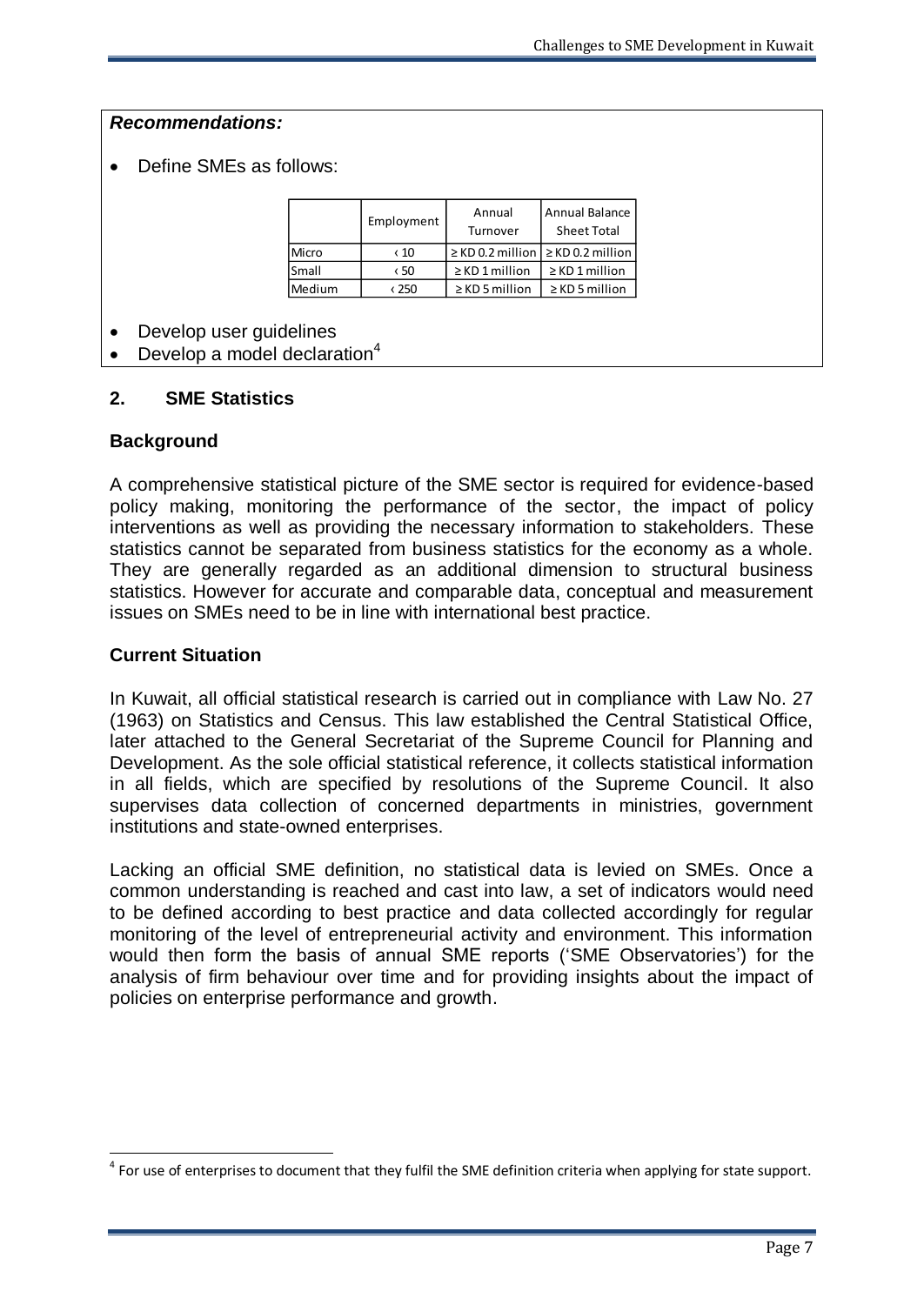***Recommendations:***

- Define SMEs as follows:

| | Employment | Annual Turnover | Annual Balance Sheet Total |
|---|---|---|---|
| Micro | ‹ 10 | ≥ KD 0.2 million | ≥ KD 0.2 million |
| Small | ‹ 50 | ≥ KD 1 million | ≥ KD 1 million |
| Medium | ‹ 250 | ≥ KD 5 million | ≥ KD 5 million |

- Develop user guidelines
- Develop a model declaration[4]

## 2. SME Statistics

### Background

A comprehensive statistical picture of the SME sector is required for evidence-based policy making, monitoring the performance of the sector, the impact of policy interventions as well as providing the necessary information to stakeholders. These statistics cannot be separated from business statistics for the economy as a whole. They are generally regarded as an additional dimension to structural business statistics. However for accurate and comparable data, conceptual and measurement issues on SMEs need to be in line with international best practice.

### Current Situation

In Kuwait, all official statistical research is carried out in compliance with Law No. 27 (1963) on Statistics and Census. This law established the Central Statistical Office, later attached to the General Secretariat of the Supreme Council for Planning and Development. As the sole official statistical reference, it collects statistical information in all fields, which are specified by resolutions of the Supreme Council. It also supervises data collection of concerned departments in ministries, government institutions and state-owned enterprises.

Lacking an official SME definition, no statistical data is levied on SMEs. Once a common understanding is reached and cast into law, a set of indicators would need to be defined according to best practice and data collected accordingly for regular monitoring of the level of entrepreneurial activity and environment. This information would then form the basis of annual SME reports ('SME Observatories') for the analysis of firm behaviour over time and for providing insights about the impact of policies on enterprise performance and growth.

---

[4] For use of enterprises to document that they fulfil the SME definition criteria when applying for state support.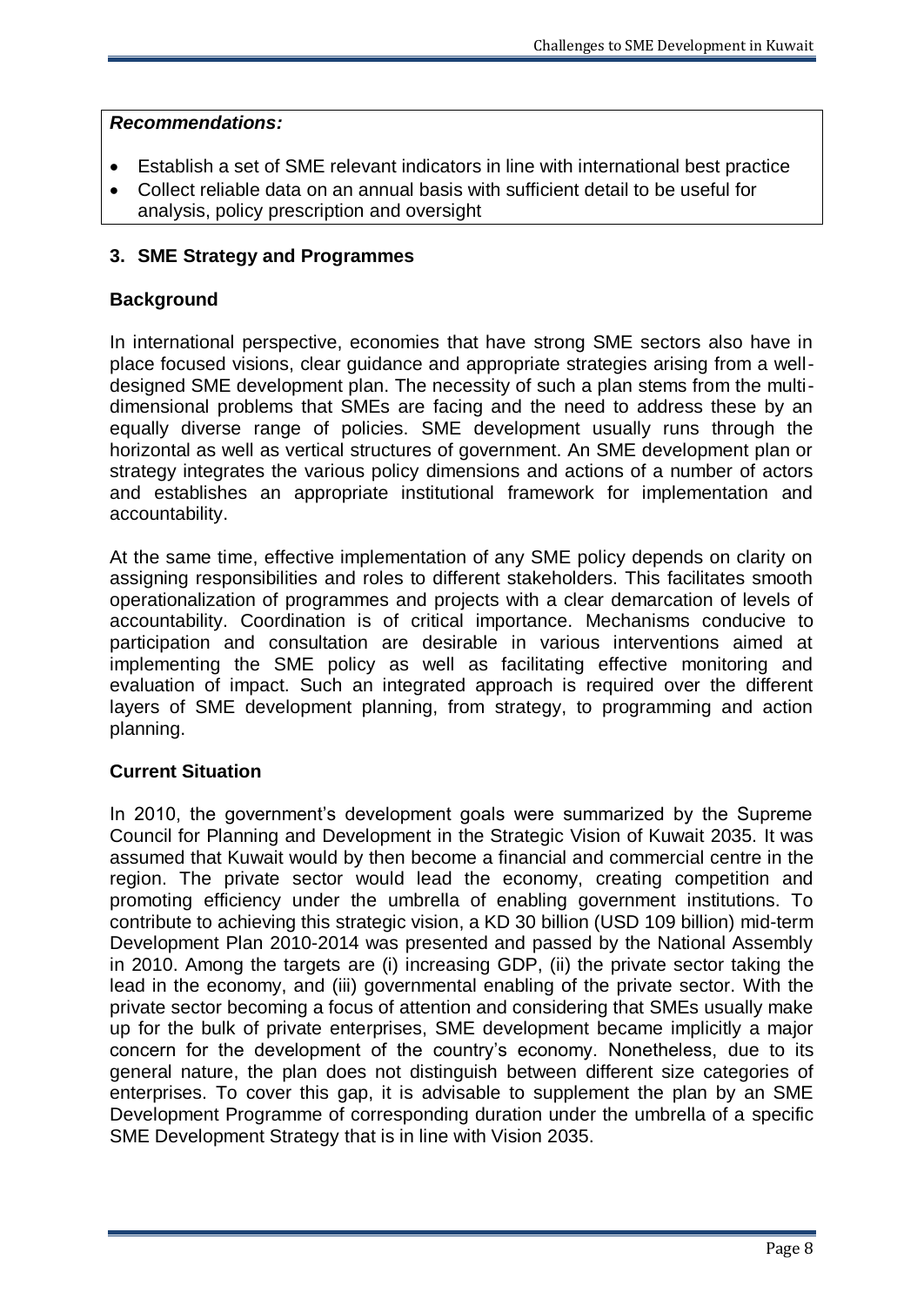***Recommendations:***

- Establish a set of SME relevant indicators in line with international best practice
- Collect reliable data on an annual basis with sufficient detail to be useful for analysis, policy prescription and oversight

## 3. SME Strategy and Programmes

### Background

In international perspective, economies that have strong SME sectors also have in place focused visions, clear guidance and appropriate strategies arising from a well-designed SME development plan. The necessity of such a plan stems from the multi-dimensional problems that SMEs are facing and the need to address these by an equally diverse range of policies. SME development usually runs through the horizontal as well as vertical structures of government. An SME development plan or strategy integrates the various policy dimensions and actions of a number of actors and establishes an appropriate institutional framework for implementation and accountability.

At the same time, effective implementation of any SME policy depends on clarity on assigning responsibilities and roles to different stakeholders. This facilitates smooth operationalization of programmes and projects with a clear demarcation of levels of accountability. Coordination is of critical importance. Mechanisms conducive to participation and consultation are desirable in various interventions aimed at implementing the SME policy as well as facilitating effective monitoring and evaluation of impact. Such an integrated approach is required over the different layers of SME development planning, from strategy, to programming and action planning.

### Current Situation

In 2010, the government's development goals were summarized by the Supreme Council for Planning and Development in the Strategic Vision of Kuwait 2035. It was assumed that Kuwait would by then become a financial and commercial centre in the region. The private sector would lead the economy, creating competition and promoting efficiency under the umbrella of enabling government institutions. To contribute to achieving this strategic vision, a KD 30 billion (USD 109 billion) mid-term Development Plan 2010-2014 was presented and passed by the National Assembly in 2010. Among the targets are (i) increasing GDP, (ii) the private sector taking the lead in the economy, and (iii) governmental enabling of the private sector. With the private sector becoming a focus of attention and considering that SMEs usually make up for the bulk of private enterprises, SME development became implicitly a major concern for the development of the country's economy. Nonetheless, due to its general nature, the plan does not distinguish between different size categories of enterprises. To cover this gap, it is advisable to supplement the plan by an SME Development Programme of corresponding duration under the umbrella of a specific SME Development Strategy that is in line with Vision 2035.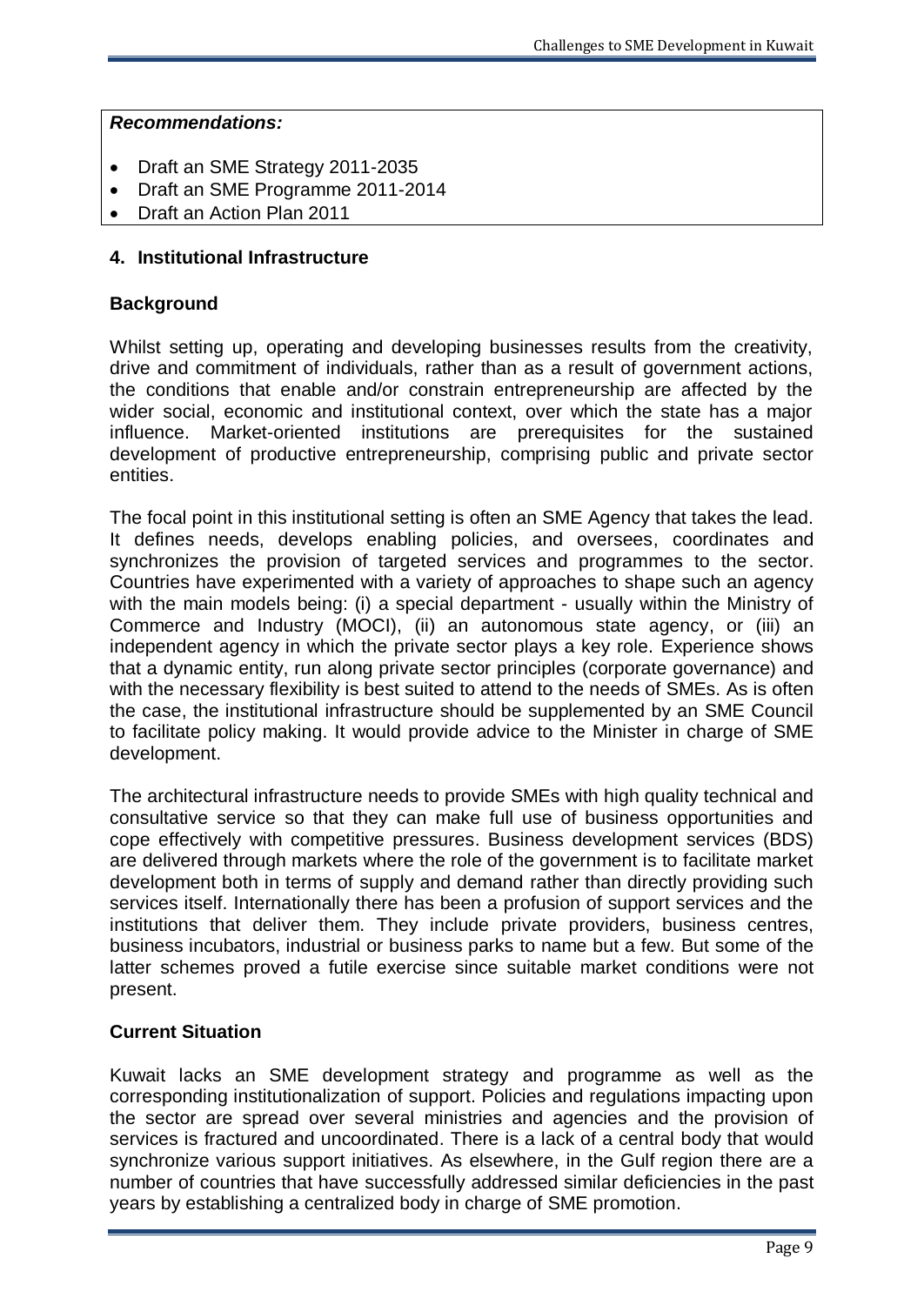***Recommendations:***

- Draft an SME Strategy 2011-2035
- Draft an SME Programme 2011-2014
- Draft an Action Plan 2011

## 4. Institutional Infrastructure

### Background

Whilst setting up, operating and developing businesses results from the creativity, drive and commitment of individuals, rather than as a result of government actions, the conditions that enable and/or constrain entrepreneurship are affected by the wider social, economic and institutional context, over which the state has a major influence. Market-oriented institutions are prerequisites for the sustained development of productive entrepreneurship, comprising public and private sector entities.

The focal point in this institutional setting is often an SME Agency that takes the lead. It defines needs, develops enabling policies, and oversees, coordinates and synchronizes the provision of targeted services and programmes to the sector. Countries have experimented with a variety of approaches to shape such an agency with the main models being: (i) a special department - usually within the Ministry of Commerce and Industry (MOCI), (ii) an autonomous state agency, or (iii) an independent agency in which the private sector plays a key role. Experience shows that a dynamic entity, run along private sector principles (corporate governance) and with the necessary flexibility is best suited to attend to the needs of SMEs. As is often the case, the institutional infrastructure should be supplemented by an SME Council to facilitate policy making. It would provide advice to the Minister in charge of SME development.

The architectural infrastructure needs to provide SMEs with high quality technical and consultative service so that they can make full use of business opportunities and cope effectively with competitive pressures. Business development services (BDS) are delivered through markets where the role of the government is to facilitate market development both in terms of supply and demand rather than directly providing such services itself. Internationally there has been a profusion of support services and the institutions that deliver them. They include private providers, business centres, business incubators, industrial or business parks to name but a few. But some of the latter schemes proved a futile exercise since suitable market conditions were not present.

### Current Situation

Kuwait lacks an SME development strategy and programme as well as the corresponding institutionalization of support. Policies and regulations impacting upon the sector are spread over several ministries and agencies and the provision of services is fractured and uncoordinated. There is a lack of a central body that would synchronize various support initiatives. As elsewhere, in the Gulf region there are a number of countries that have successfully addressed similar deficiencies in the past years by establishing a centralized body in charge of SME promotion.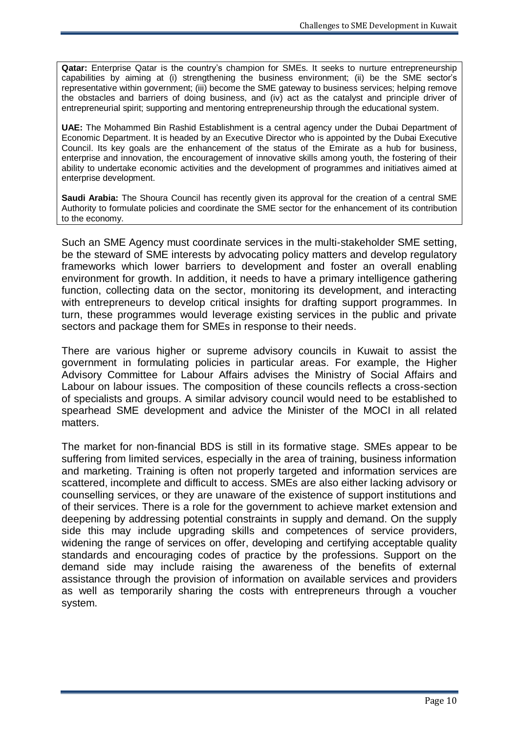**Qatar:** Enterprise Qatar is the country's champion for SMEs. It seeks to nurture entrepreneurship capabilities by aiming at (i) strengthening the business environment; (ii) be the SME sector's representative within government; (iii) become the SME gateway to business services; helping remove the obstacles and barriers of doing business, and (iv) act as the catalyst and principle driver of entrepreneurial spirit; supporting and mentoring entrepreneurship through the educational system.

**UAE:** The Mohammed Bin Rashid Establishment is a central agency under the Dubai Department of Economic Department. It is headed by an Executive Director who is appointed by the Dubai Executive Council. Its key goals are the enhancement of the status of the Emirate as a hub for business, enterprise and innovation, the encouragement of innovative skills among youth, the fostering of their ability to undertake economic activities and the development of programmes and initiatives aimed at enterprise development.

**Saudi Arabia:** The Shoura Council has recently given its approval for the creation of a central SME Authority to formulate policies and coordinate the SME sector for the enhancement of its contribution to the economy.

Such an SME Agency must coordinate services in the multi-stakeholder SME setting, be the steward of SME interests by advocating policy matters and develop regulatory frameworks which lower barriers to development and foster an overall enabling environment for growth. In addition, it needs to have a primary intelligence gathering function, collecting data on the sector, monitoring its development, and interacting with entrepreneurs to develop critical insights for drafting support programmes. In turn, these programmes would leverage existing services in the public and private sectors and package them for SMEs in response to their needs.

There are various higher or supreme advisory councils in Kuwait to assist the government in formulating policies in particular areas. For example, the Higher Advisory Committee for Labour Affairs advises the Ministry of Social Affairs and Labour on labour issues. The composition of these councils reflects a cross-section of specialists and groups. A similar advisory council would need to be established to spearhead SME development and advice the Minister of the MOCI in all related matters.

The market for non-financial BDS is still in its formative stage. SMEs appear to be suffering from limited services, especially in the area of training, business information and marketing. Training is often not properly targeted and information services are scattered, incomplete and difficult to access. SMEs are also either lacking advisory or counselling services, or they are unaware of the existence of support institutions and of their services. There is a role for the government to achieve market extension and deepening by addressing potential constraints in supply and demand. On the supply side this may include upgrading skills and competences of service providers, widening the range of services on offer, developing and certifying acceptable quality standards and encouraging codes of practice by the professions. Support on the demand side may include raising the awareness of the benefits of external assistance through the provision of information on available services and providers as well as temporarily sharing the costs with entrepreneurs through a voucher system.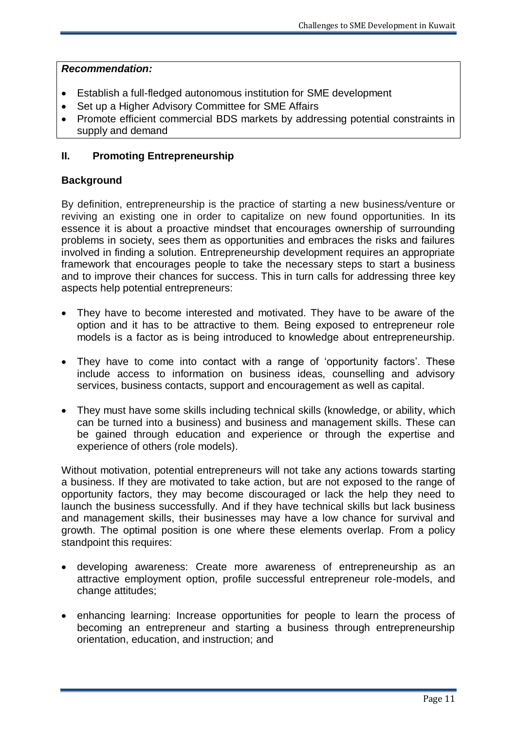***Recommendation:***

- Establish a full-fledged autonomous institution for SME development
- Set up a Higher Advisory Committee for SME Affairs
- Promote efficient commercial BDS markets by addressing potential constraints in supply and demand

## II. Promoting Entrepreneurship

### Background

By definition, entrepreneurship is the practice of starting a new business/venture or reviving an existing one in order to capitalize on new found opportunities. In its essence it is about a proactive mindset that encourages ownership of surrounding problems in society, sees them as opportunities and embraces the risks and failures involved in finding a solution. Entrepreneurship development requires an appropriate framework that encourages people to take the necessary steps to start a business and to improve their chances for success. This in turn calls for addressing three key aspects help potential entrepreneurs:

- They have to become interested and motivated. They have to be aware of the option and it has to be attractive to them. Being exposed to entrepreneur role models is a factor as is being introduced to knowledge about entrepreneurship.
- They have to come into contact with a range of 'opportunity factors'. These include access to information on business ideas, counselling and advisory services, business contacts, support and encouragement as well as capital.
- They must have some skills including technical skills (knowledge, or ability, which can be turned into a business) and business and management skills. These can be gained through education and experience or through the expertise and experience of others (role models).

Without motivation, potential entrepreneurs will not take any actions towards starting a business. If they are motivated to take action, but are not exposed to the range of opportunity factors, they may become discouraged or lack the help they need to launch the business successfully. And if they have technical skills but lack business and management skills, their businesses may have a low chance for survival and growth. The optimal position is one where these elements overlap. From a policy standpoint this requires:

- developing awareness: Create more awareness of entrepreneurship as an attractive employment option, profile successful entrepreneur role-models, and change attitudes;
- enhancing learning: Increase opportunities for people to learn the process of becoming an entrepreneur and starting a business through entrepreneurship orientation, education, and instruction; and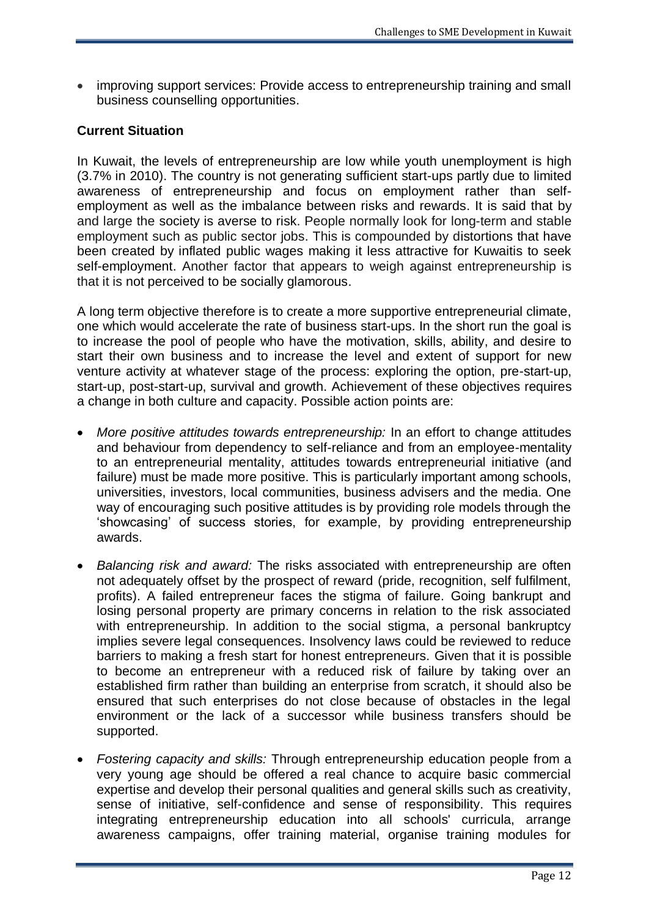- improving support services: Provide access to entrepreneurship training and small business counselling opportunities.

**Current Situation**

In Kuwait, the levels of entrepreneurship are low while youth unemployment is high (3.7% in 2010). The country is not generating sufficient start-ups partly due to limited awareness of entrepreneurship and focus on employment rather than self-employment as well as the imbalance between risks and rewards. It is said that by and large the society is averse to risk. People normally look for long-term and stable employment such as public sector jobs. This is compounded by distortions that have been created by inflated public wages making it less attractive for Kuwaitis to seek self-employment. Another factor that appears to weigh against entrepreneurship is that it is not perceived to be socially glamorous.

A long term objective therefore is to create a more supportive entrepreneurial climate, one which would accelerate the rate of business start-ups. In the short run the goal is to increase the pool of people who have the motivation, skills, ability, and desire to start their own business and to increase the level and extent of support for new venture activity at whatever stage of the process: exploring the option, pre-start-up, start-up, post-start-up, survival and growth. Achievement of these objectives requires a change in both culture and capacity. Possible action points are:

- *More positive attitudes towards entrepreneurship:* In an effort to change attitudes and behaviour from dependency to self-reliance and from an employee-mentality to an entrepreneurial mentality, attitudes towards entrepreneurial initiative (and failure) must be made more positive. This is particularly important among schools, universities, investors, local communities, business advisers and the media. One way of encouraging such positive attitudes is by providing role models through the 'showcasing' of success stories, for example, by providing entrepreneurship awards.
- *Balancing risk and award:* The risks associated with entrepreneurship are often not adequately offset by the prospect of reward (pride, recognition, self fulfilment, profits). A failed entrepreneur faces the stigma of failure. Going bankrupt and losing personal property are primary concerns in relation to the risk associated with entrepreneurship. In addition to the social stigma, a personal bankruptcy implies severe legal consequences. Insolvency laws could be reviewed to reduce barriers to making a fresh start for honest entrepreneurs. Given that it is possible to become an entrepreneur with a reduced risk of failure by taking over an established firm rather than building an enterprise from scratch, it should also be ensured that such enterprises do not close because of obstacles in the legal environment or the lack of a successor while business transfers should be supported.
- *Fostering capacity and skills:* Through entrepreneurship education people from a very young age should be offered a real chance to acquire basic commercial expertise and develop their personal qualities and general skills such as creativity, sense of initiative, self-confidence and sense of responsibility. This requires integrating entrepreneurship education into all schools' curricula, arrange awareness campaigns, offer training material, organise training modules for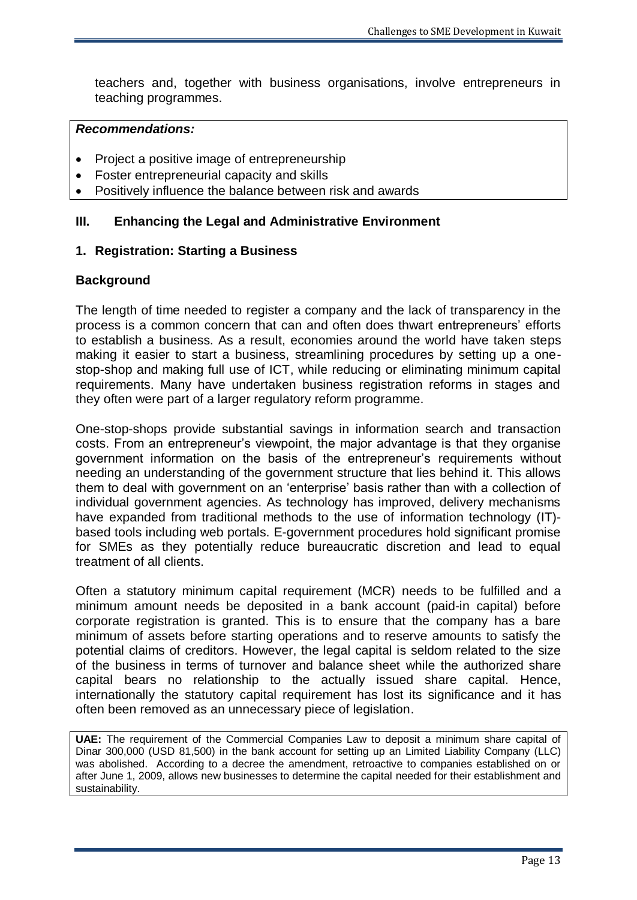teachers and, together with business organisations, involve entrepreneurs in teaching programmes.

***Recommendations:***

- Project a positive image of entrepreneurship
- Foster entrepreneurial capacity and skills
- Positively influence the balance between risk and awards

## III. Enhancing the Legal and Administrative Environment

### 1. Registration: Starting a Business

#### Background

The length of time needed to register a company and the lack of transparency in the process is a common concern that can and often does thwart entrepreneurs' efforts to establish a business. As a result, economies around the world have taken steps making it easier to start a business, streamlining procedures by setting up a one-stop-shop and making full use of ICT, while reducing or eliminating minimum capital requirements. Many have undertaken business registration reforms in stages and they often were part of a larger regulatory reform programme.

One-stop-shops provide substantial savings in information search and transaction costs. From an entrepreneur's viewpoint, the major advantage is that they organise government information on the basis of the entrepreneur's requirements without needing an understanding of the government structure that lies behind it. This allows them to deal with government on an 'enterprise' basis rather than with a collection of individual government agencies. As technology has improved, delivery mechanisms have expanded from traditional methods to the use of information technology (IT)-based tools including web portals. E-government procedures hold significant promise for SMEs as they potentially reduce bureaucratic discretion and lead to equal treatment of all clients.

Often a statutory minimum capital requirement (MCR) needs to be fulfilled and a minimum amount needs be deposited in a bank account (paid-in capital) before corporate registration is granted. This is to ensure that the company has a bare minimum of assets before starting operations and to reserve amounts to satisfy the potential claims of creditors. However, the legal capital is seldom related to the size of the business in terms of turnover and balance sheet while the authorized share capital bears no relationship to the actually issued share capital. Hence, internationally the statutory capital requirement has lost its significance and it has often been removed as an unnecessary piece of legislation.

**UAE:** The requirement of the Commercial Companies Law to deposit a minimum share capital of Dinar 300,000 (USD 81,500) in the bank account for setting up an Limited Liability Company (LLC) was abolished. According to a decree the amendment, retroactive to companies established on or after June 1, 2009, allows new businesses to determine the capital needed for their establishment and sustainability.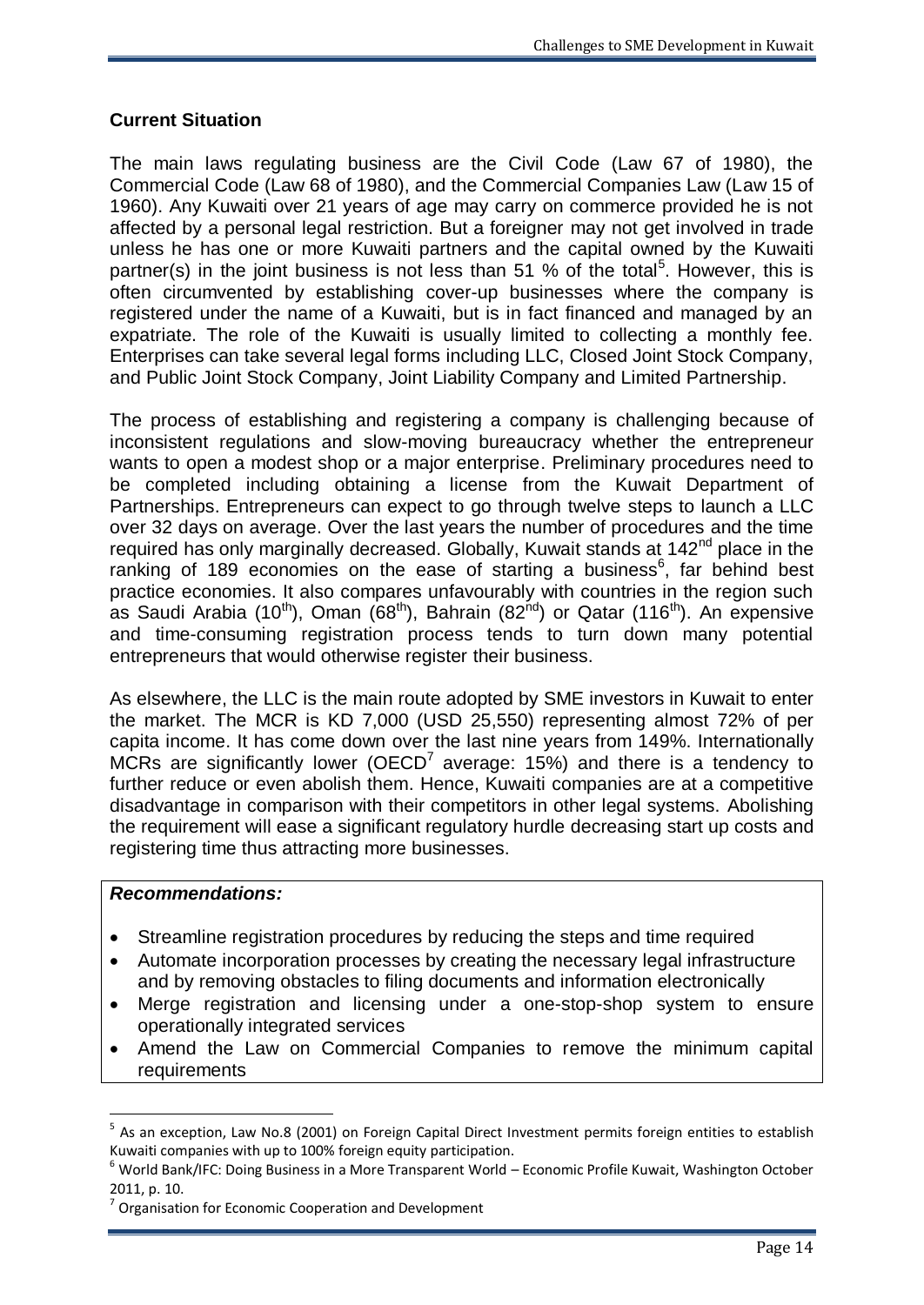### Current Situation

The main laws regulating business are the Civil Code (Law 67 of 1980), the Commercial Code (Law 68 of 1980), and the Commercial Companies Law (Law 15 of 1960). Any Kuwaiti over 21 years of age may carry on commerce provided he is not affected by a personal legal restriction. But a foreigner may not get involved in trade unless he has one or more Kuwaiti partners and the capital owned by the Kuwaiti partner(s) in the joint business is not less than 51 % of the total[5]. However, this is often circumvented by establishing cover-up businesses where the company is registered under the name of a Kuwaiti, but is in fact financed and managed by an expatriate. The role of the Kuwaiti is usually limited to collecting a monthly fee. Enterprises can take several legal forms including LLC, Closed Joint Stock Company, and Public Joint Stock Company, Joint Liability Company and Limited Partnership.

The process of establishing and registering a company is challenging because of inconsistent regulations and slow-moving bureaucracy whether the entrepreneur wants to open a modest shop or a major enterprise. Preliminary procedures need to be completed including obtaining a license from the Kuwait Department of Partnerships. Entrepreneurs can expect to go through twelve steps to launch a LLC over 32 days on average. Over the last years the number of procedures and the time required has only marginally decreased. Globally, Kuwait stands at 142nd place in the ranking of 189 economies on the ease of starting a business[6], far behind best practice economies. It also compares unfavourably with countries in the region such as Saudi Arabia (10th), Oman (68th), Bahrain (82nd) or Qatar (116th). An expensive and time-consuming registration process tends to turn down many potential entrepreneurs that would otherwise register their business.

As elsewhere, the LLC is the main route adopted by SME investors in Kuwait to enter the market. The MCR is KD 7,000 (USD 25,550) representing almost 72% of per capita income. It has come down over the last nine years from 149%. Internationally MCRs are significantly lower (OECD[7] average: 15%) and there is a tendency to further reduce or even abolish them. Hence, Kuwaiti companies are at a competitive disadvantage in comparison with their competitors in other legal systems. Abolishing the requirement will ease a significant regulatory hurdle decreasing start up costs and registering time thus attracting more businesses.

***Recommendations:***

- Streamline registration procedures by reducing the steps and time required
- Automate incorporation processes by creating the necessary legal infrastructure and by removing obstacles to filing documents and information electronically
- Merge registration and licensing under a one-stop-shop system to ensure operationally integrated services
- Amend the Law on Commercial Companies to remove the minimum capital requirements

---

[5] As an exception, Law No.8 (2001) on Foreign Capital Direct Investment permits foreign entities to establish Kuwaiti companies with up to 100% foreign equity participation.

[6] World Bank/IFC: Doing Business in a More Transparent World – Economic Profile Kuwait, Washington October 2011, p. 10.

[7] Organisation for Economic Cooperation and Development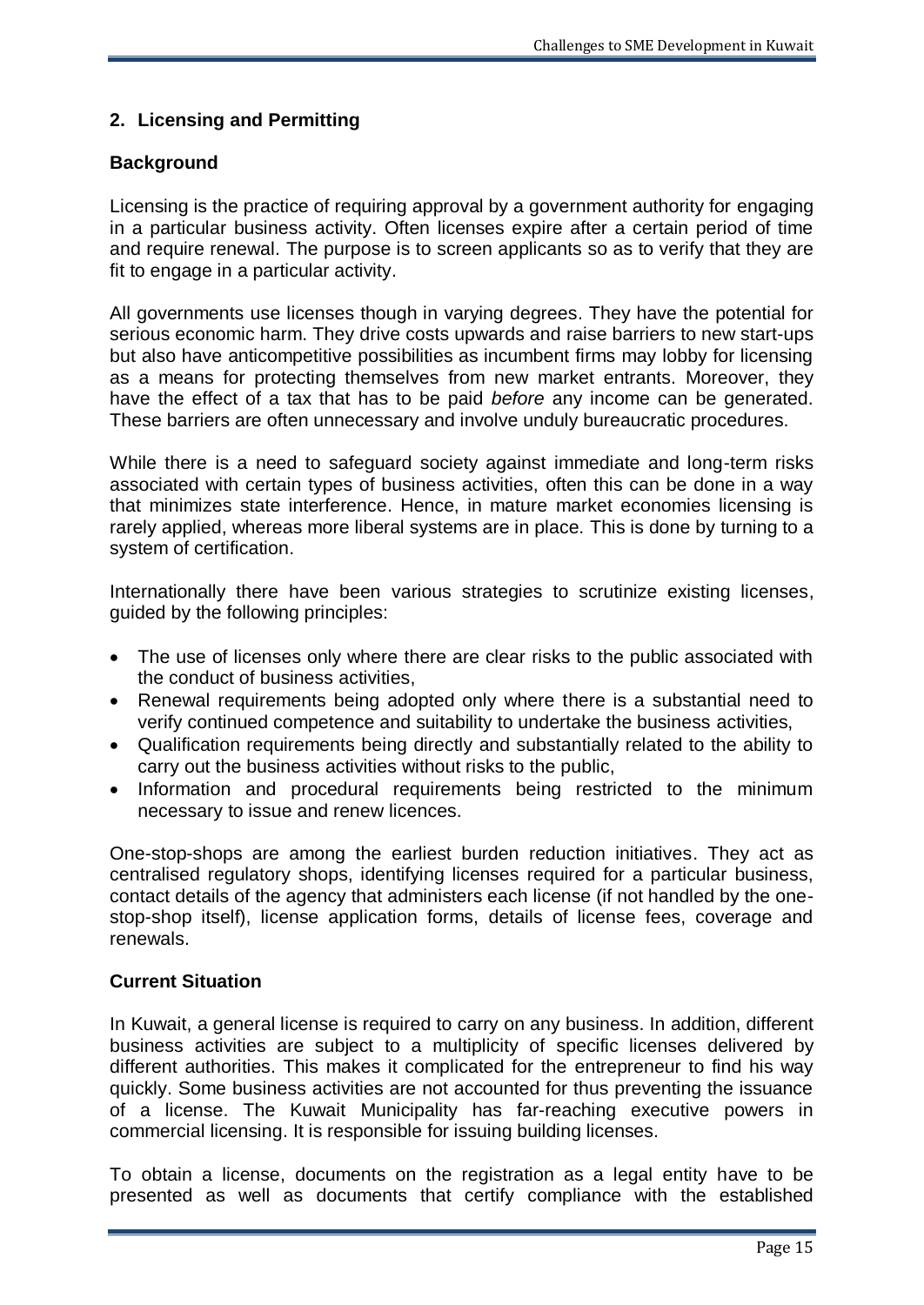## 2. Licensing and Permitting

### Background

Licensing is the practice of requiring approval by a government authority for engaging in a particular business activity. Often licenses expire after a certain period of time and require renewal. The purpose is to screen applicants so as to verify that they are fit to engage in a particular activity.

All governments use licenses though in varying degrees. They have the potential for serious economic harm. They drive costs upwards and raise barriers to new start-ups but also have anticompetitive possibilities as incumbent firms may lobby for licensing as a means for protecting themselves from new market entrants. Moreover, they have the effect of a tax that has to be paid *before* any income can be generated. These barriers are often unnecessary and involve unduly bureaucratic procedures.

While there is a need to safeguard society against immediate and long-term risks associated with certain types of business activities, often this can be done in a way that minimizes state interference. Hence, in mature market economies licensing is rarely applied, whereas more liberal systems are in place. This is done by turning to a system of certification.

Internationally there have been various strategies to scrutinize existing licenses, guided by the following principles:

- The use of licenses only where there are clear risks to the public associated with the conduct of business activities,
- Renewal requirements being adopted only where there is a substantial need to verify continued competence and suitability to undertake the business activities,
- Qualification requirements being directly and substantially related to the ability to carry out the business activities without risks to the public,
- Information and procedural requirements being restricted to the minimum necessary to issue and renew licences.

One-stop-shops are among the earliest burden reduction initiatives. They act as centralised regulatory shops, identifying licenses required for a particular business, contact details of the agency that administers each license (if not handled by the one-stop-shop itself), license application forms, details of license fees, coverage and renewals.

### Current Situation

In Kuwait, a general license is required to carry on any business. In addition, different business activities are subject to a multiplicity of specific licenses delivered by different authorities. This makes it complicated for the entrepreneur to find his way quickly. Some business activities are not accounted for thus preventing the issuance of a license. The Kuwait Municipality has far-reaching executive powers in commercial licensing. It is responsible for issuing building licenses.

To obtain a license, documents on the registration as a legal entity have to be presented as well as documents that certify compliance with the established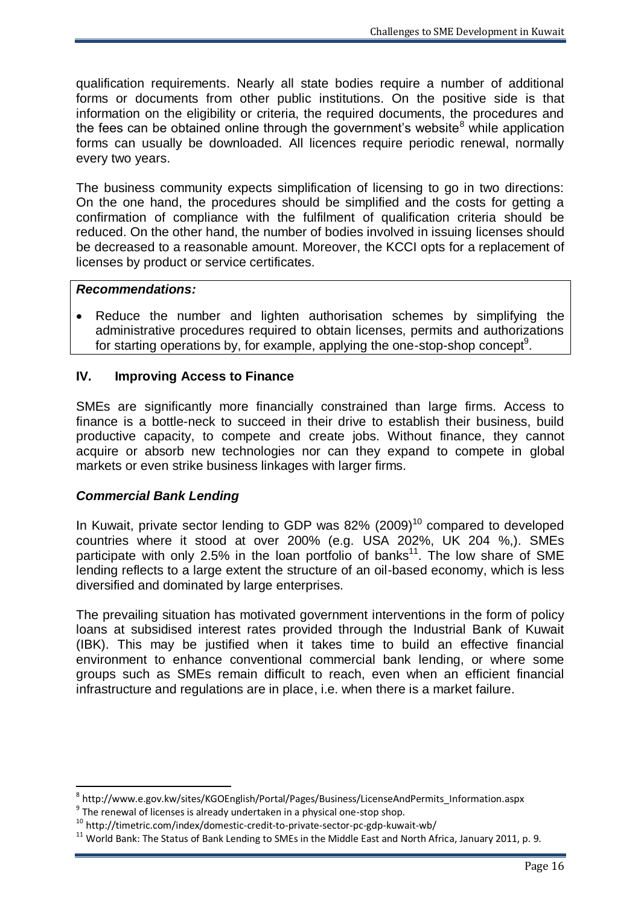qualification requirements. Nearly all state bodies require a number of additional forms or documents from other public institutions. On the positive side is that information on the eligibility or criteria, the required documents, the procedures and the fees can be obtained online through the government's website[8] while application forms can usually be downloaded. All licences require periodic renewal, normally every two years.

The business community expects simplification of licensing to go in two directions: On the one hand, the procedures should be simplified and the costs for getting a confirmation of compliance with the fulfilment of qualification criteria should be reduced. On the other hand, the number of bodies involved in issuing licenses should be decreased to a reasonable amount. Moreover, the KCCI opts for a replacement of licenses by product or service certificates.

***Recommendations:***

- Reduce the number and lighten authorisation schemes by simplifying the administrative procedures required to obtain licenses, permits and authorizations for starting operations by, for example, applying the one-stop-shop concept[9].

## IV. Improving Access to Finance

SMEs are significantly more financially constrained than large firms. Access to finance is a bottle-neck to succeed in their drive to establish their business, build productive capacity, to compete and create jobs. Without finance, they cannot acquire or absorb new technologies nor can they expand to compete in global markets or even strike business linkages with larger firms.

### *Commercial Bank Lending*

In Kuwait, private sector lending to GDP was 82% (2009)[10] compared to developed countries where it stood at over 200% (e.g. USA 202%, UK 204 %,). SMEs participate with only 2.5% in the loan portfolio of banks[11]. The low share of SME lending reflects to a large extent the structure of an oil-based economy, which is less diversified and dominated by large enterprises.

The prevailing situation has motivated government interventions in the form of policy loans at subsidised interest rates provided through the Industrial Bank of Kuwait (IBK). This may be justified when it takes time to build an effective financial environment to enhance conventional commercial bank lending, or where some groups such as SMEs remain difficult to reach, even when an efficient financial infrastructure and regulations are in place, i.e. when there is a market failure.

---

[8] http://www.e.gov.kw/sites/KGOEnglish/Portal/Pages/Business/LicenseAndPermits_Information.aspx

[9] The renewal of licenses is already undertaken in a physical one-stop shop.

[10] http://timetric.com/index/domestic-credit-to-private-sector-pc-gdp-kuwait-wb/

[11] World Bank: The Status of Bank Lending to SMEs in the Middle East and North Africa, January 2011, p. 9.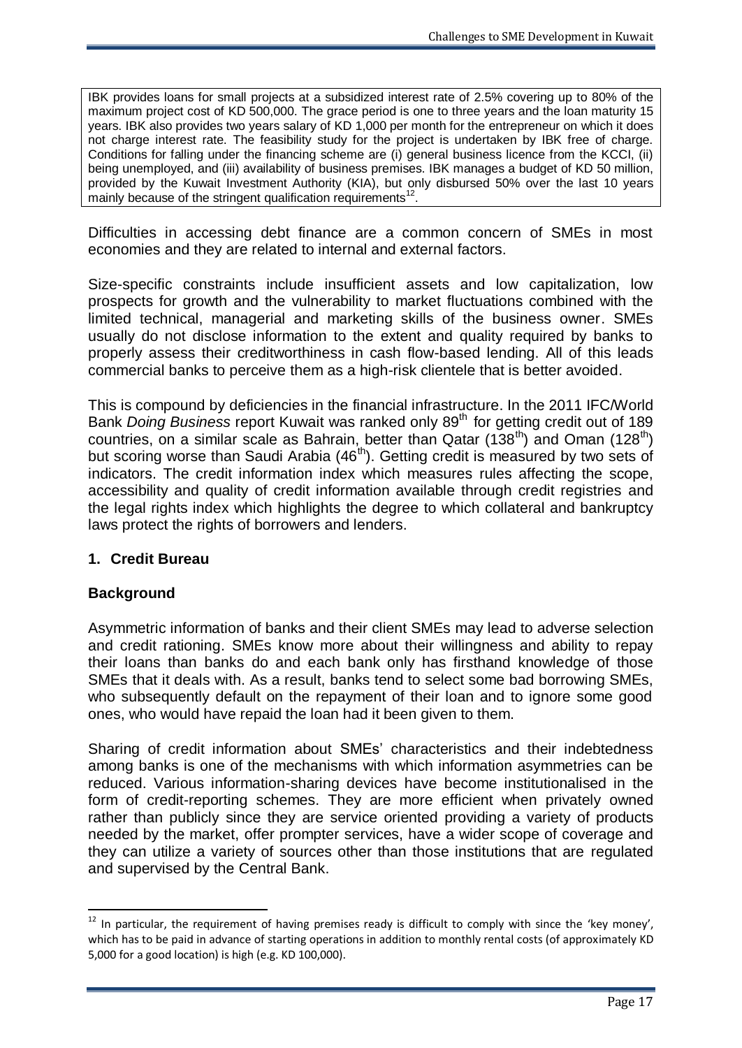IBK provides loans for small projects at a subsidized interest rate of 2.5% covering up to 80% of the maximum project cost of KD 500,000. The grace period is one to three years and the loan maturity 15 years. IBK also provides two years salary of KD 1,000 per month for the entrepreneur on which it does not charge interest rate. The feasibility study for the project is undertaken by IBK free of charge. Conditions for falling under the financing scheme are (i) general business licence from the KCCI, (ii) being unemployed, and (iii) availability of business premises. IBK manages a budget of KD 50 million, provided by the Kuwait Investment Authority (KIA), but only disbursed 50% over the last 10 years mainly because of the stringent qualification requirements[12].

Difficulties in accessing debt finance are a common concern of SMEs in most economies and they are related to internal and external factors.

Size-specific constraints include insufficient assets and low capitalization, low prospects for growth and the vulnerability to market fluctuations combined with the limited technical, managerial and marketing skills of the business owner. SMEs usually do not disclose information to the extent and quality required by banks to properly assess their creditworthiness in cash flow-based lending. All of this leads commercial banks to perceive them as a high-risk clientele that is better avoided.

This is compound by deficiencies in the financial infrastructure. In the 2011 IFC/World Bank *Doing Business* report Kuwait was ranked only 89th for getting credit out of 189 countries, on a similar scale as Bahrain, better than Qatar (138th) and Oman (128th) but scoring worse than Saudi Arabia (46th). Getting credit is measured by two sets of indicators. The credit information index which measures rules affecting the scope, accessibility and quality of credit information available through credit registries and the legal rights index which highlights the degree to which collateral and bankruptcy laws protect the rights of borrowers and lenders.

## 1. Credit Bureau

### Background

Asymmetric information of banks and their client SMEs may lead to adverse selection and credit rationing. SMEs know more about their willingness and ability to repay their loans than banks do and each bank only has firsthand knowledge of those SMEs that it deals with. As a result, banks tend to select some bad borrowing SMEs, who subsequently default on the repayment of their loan and to ignore some good ones, who would have repaid the loan had it been given to them.

Sharing of credit information about SMEs' characteristics and their indebtedness among banks is one of the mechanisms with which information asymmetries can be reduced. Various information-sharing devices have become institutionalised in the form of credit-reporting schemes. They are more efficient when privately owned rather than publicly since they are service oriented providing a variety of products needed by the market, offer prompter services, have a wider scope of coverage and they can utilize a variety of sources other than those institutions that are regulated and supervised by the Central Bank.

[12] In particular, the requirement of having premises ready is difficult to comply with since the 'key money', which has to be paid in advance of starting operations in addition to monthly rental costs (of approximately KD 5,000 for a good location) is high (e.g. KD 100,000).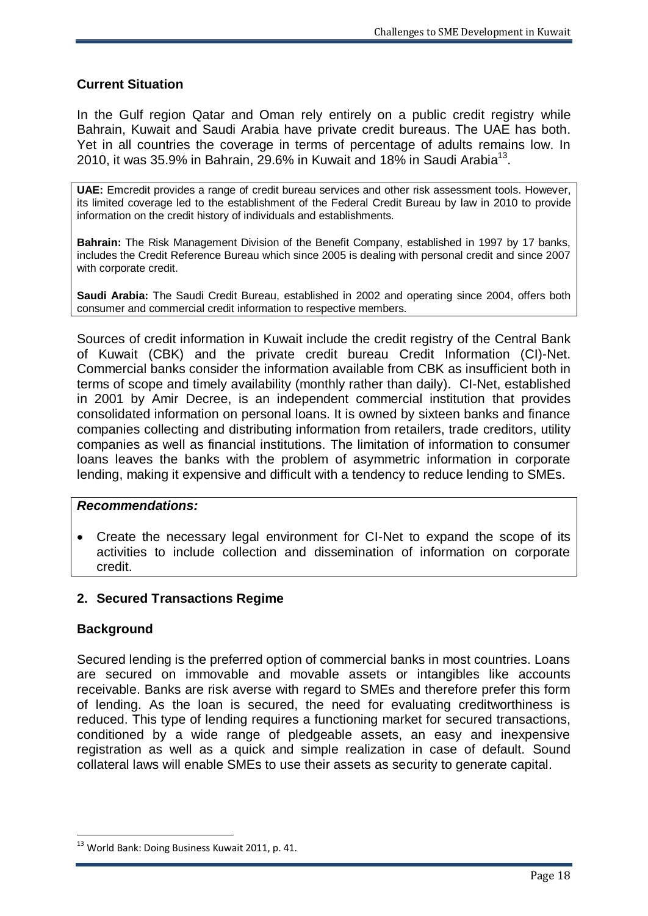### Current Situation

In the Gulf region Qatar and Oman rely entirely on a public credit registry while Bahrain, Kuwait and Saudi Arabia have private credit bureaus. The UAE has both. Yet in all countries the coverage in terms of percentage of adults remains low. In 2010, it was 35.9% in Bahrain, 29.6% in Kuwait and 18% in Saudi Arabia[13].

**UAE:** Emcredit provides a range of credit bureau services and other risk assessment tools. However, its limited coverage led to the establishment of the Federal Credit Bureau by law in 2010 to provide information on the credit history of individuals and establishments.

**Bahrain:** The Risk Management Division of the Benefit Company, established in 1997 by 17 banks, includes the Credit Reference Bureau which since 2005 is dealing with personal credit and since 2007 with corporate credit.

**Saudi Arabia:** The Saudi Credit Bureau, established in 2002 and operating since 2004, offers both consumer and commercial credit information to respective members.

Sources of credit information in Kuwait include the credit registry of the Central Bank of Kuwait (CBK) and the private credit bureau Credit Information (CI)-Net. Commercial banks consider the information available from CBK as insufficient both in terms of scope and timely availability (monthly rather than daily). CI-Net, established in 2001 by Amir Decree, is an independent commercial institution that provides consolidated information on personal loans. It is owned by sixteen banks and finance companies collecting and distributing information from retailers, trade creditors, utility companies as well as financial institutions. The limitation of information to consumer loans leaves the banks with the problem of asymmetric information in corporate lending, making it expensive and difficult with a tendency to reduce lending to SMEs.

***Recommendations:***

- Create the necessary legal environment for CI-Net to expand the scope of its activities to include collection and dissemination of information on corporate credit.

### 2. Secured Transactions Regime

### Background

Secured lending is the preferred option of commercial banks in most countries. Loans are secured on immovable and movable assets or intangibles like accounts receivable. Banks are risk averse with regard to SMEs and therefore prefer this form of lending. As the loan is secured, the need for evaluating creditworthiness is reduced. This type of lending requires a functioning market for secured transactions, conditioned by a wide range of pledgeable assets, an easy and inexpensive registration as well as a quick and simple realization in case of default. Sound collateral laws will enable SMEs to use their assets as security to generate capital.

[13] World Bank: Doing Business Kuwait 2011, p. 41.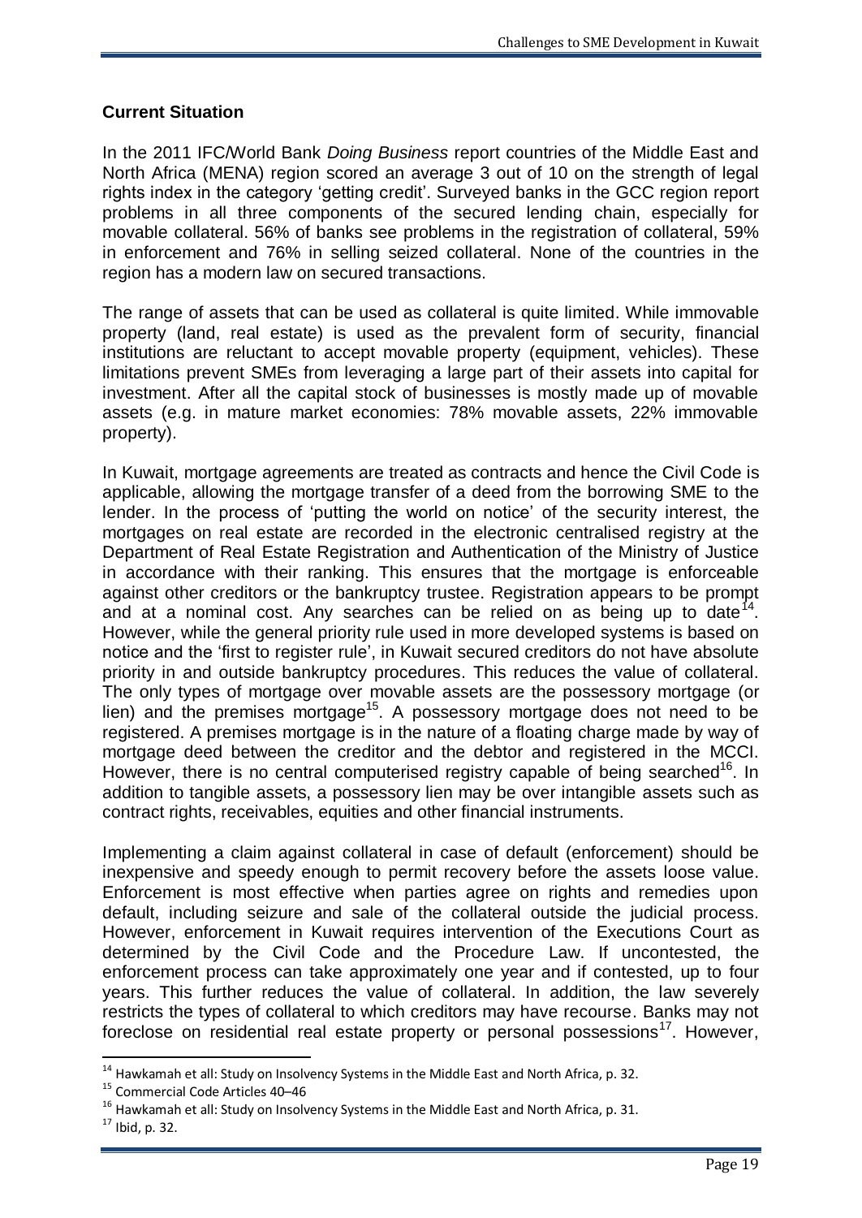**Current Situation**

In the 2011 IFC/World Bank *Doing Business* report countries of the Middle East and North Africa (MENA) region scored an average 3 out of 10 on the strength of legal rights index in the category 'getting credit'. Surveyed banks in the GCC region report problems in all three components of the secured lending chain, especially for movable collateral. 56% of banks see problems in the registration of collateral, 59% in enforcement and 76% in selling seized collateral. None of the countries in the region has a modern law on secured transactions.

The range of assets that can be used as collateral is quite limited. While immovable property (land, real estate) is used as the prevalent form of security, financial institutions are reluctant to accept movable property (equipment, vehicles). These limitations prevent SMEs from leveraging a large part of their assets into capital for investment. After all the capital stock of businesses is mostly made up of movable assets (e.g. in mature market economies: 78% movable assets, 22% immovable property).

In Kuwait, mortgage agreements are treated as contracts and hence the Civil Code is applicable, allowing the mortgage transfer of a deed from the borrowing SME to the lender. In the process of 'putting the world on notice' of the security interest, the mortgages on real estate are recorded in the electronic centralised registry at the Department of Real Estate Registration and Authentication of the Ministry of Justice in accordance with their ranking. This ensures that the mortgage is enforceable against other creditors or the bankruptcy trustee. Registration appears to be prompt and at a nominal cost. Any searches can be relied on as being up to date[14]. However, while the general priority rule used in more developed systems is based on notice and the 'first to register rule', in Kuwait secured creditors do not have absolute priority in and outside bankruptcy procedures. This reduces the value of collateral. The only types of mortgage over movable assets are the possessory mortgage (or lien) and the premises mortgage[15]. A possessory mortgage does not need to be registered. A premises mortgage is in the nature of a floating charge made by way of mortgage deed between the creditor and the debtor and registered in the MCCI. However, there is no central computerised registry capable of being searched[16]. In addition to tangible assets, a possessory lien may be over intangible assets such as contract rights, receivables, equities and other financial instruments.

Implementing a claim against collateral in case of default (enforcement) should be inexpensive and speedy enough to permit recovery before the assets loose value. Enforcement is most effective when parties agree on rights and remedies upon default, including seizure and sale of the collateral outside the judicial process. However, enforcement in Kuwait requires intervention of the Executions Court as determined by the Civil Code and the Procedure Law. If uncontested, the enforcement process can take approximately one year and if contested, up to four years. This further reduces the value of collateral. In addition, the law severely restricts the types of collateral to which creditors may have recourse. Banks may not foreclose on residential real estate property or personal possessions[17]. However,

---

[14] Hawkamah et all: Study on Insolvency Systems in the Middle East and North Africa, p. 32.

[15] Commercial Code Articles 40–46

[16] Hawkamah et all: Study on Insolvency Systems in the Middle East and North Africa, p. 31.

[17] Ibid, p. 32.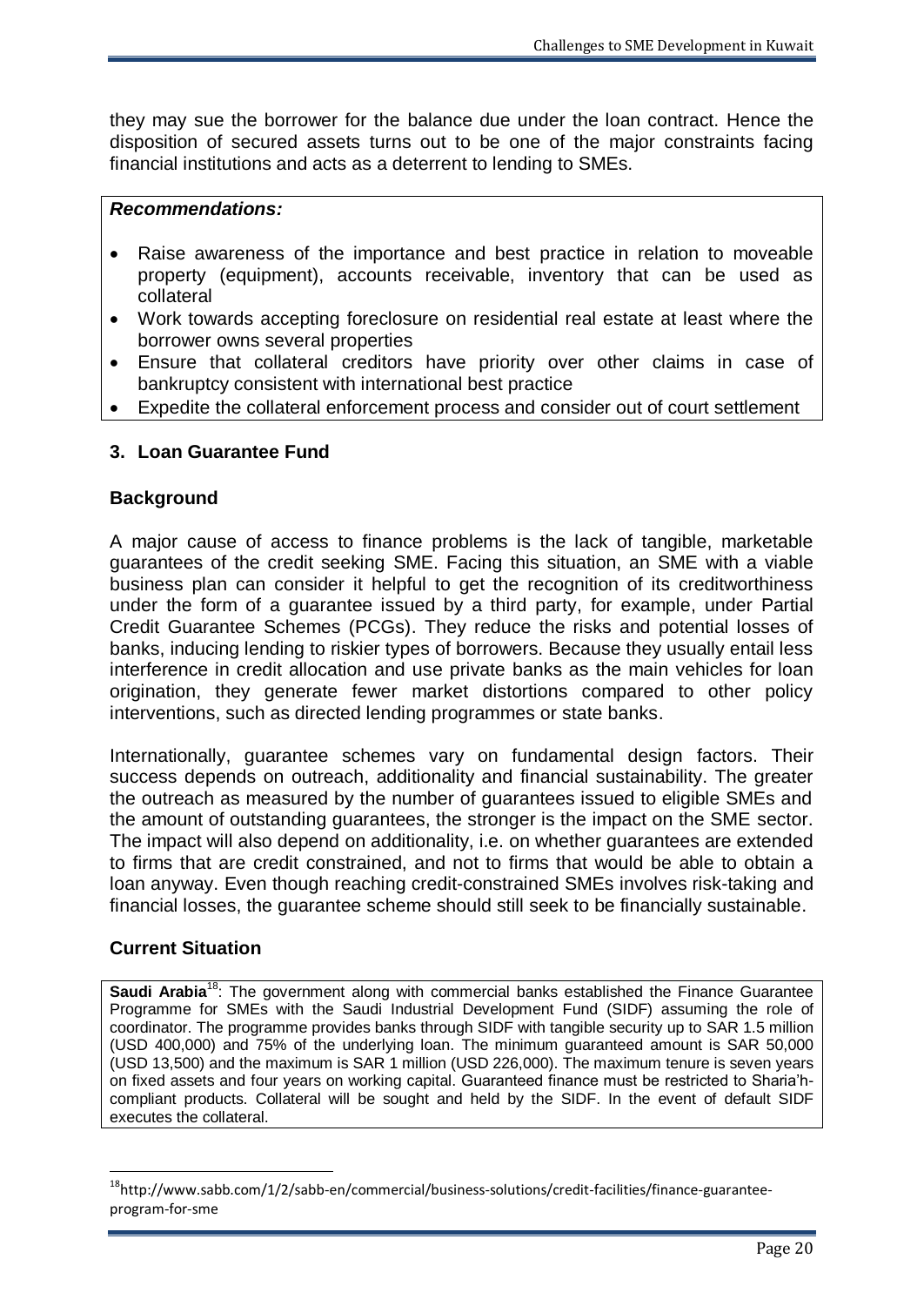they may sue the borrower for the balance due under the loan contract. Hence the disposition of secured assets turns out to be one of the major constraints facing financial institutions and acts as a deterrent to lending to SMEs.

***Recommendations:***

- Raise awareness of the importance and best practice in relation to moveable property (equipment), accounts receivable, inventory that can be used as collateral
- Work towards accepting foreclosure on residential real estate at least where the borrower owns several properties
- Ensure that collateral creditors have priority over other claims in case of bankruptcy consistent with international best practice
- Expedite the collateral enforcement process and consider out of court settlement

### 3. Loan Guarantee Fund

#### Background

A major cause of access to finance problems is the lack of tangible, marketable guarantees of the credit seeking SME. Facing this situation, an SME with a viable business plan can consider it helpful to get the recognition of its creditworthiness under the form of a guarantee issued by a third party, for example, under Partial Credit Guarantee Schemes (PCGs). They reduce the risks and potential losses of banks, inducing lending to riskier types of borrowers. Because they usually entail less interference in credit allocation and use private banks as the main vehicles for loan origination, they generate fewer market distortions compared to other policy interventions, such as directed lending programmes or state banks.

Internationally, guarantee schemes vary on fundamental design factors. Their success depends on outreach, additionality and financial sustainability. The greater the outreach as measured by the number of guarantees issued to eligible SMEs and the amount of outstanding guarantees, the stronger is the impact on the SME sector. The impact will also depend on additionality, i.e. on whether guarantees are extended to firms that are credit constrained, and not to firms that would be able to obtain a loan anyway. Even though reaching credit-constrained SMEs involves risk-taking and financial losses, the guarantee scheme should still seek to be financially sustainable.

#### Current Situation

**Saudi Arabia**[18]: The government along with commercial banks established the Finance Guarantee Programme for SMEs with the Saudi Industrial Development Fund (SIDF) assuming the role of coordinator. The programme provides banks through SIDF with tangible security up to SAR 1.5 million (USD 400,000) and 75% of the underlying loan. The minimum guaranteed amount is SAR 50,000 (USD 13,500) and the maximum is SAR 1 million (USD 226,000). The maximum tenure is seven years on fixed assets and four years on working capital. Guaranteed finance must be restricted to Sharia'h-compliant products. Collateral will be sought and held by the SIDF. In the event of default SIDF executes the collateral.

[18] http://www.sabb.com/1/2/sabb-en/commercial/business-solutions/credit-facilities/finance-guarantee-program-for-sme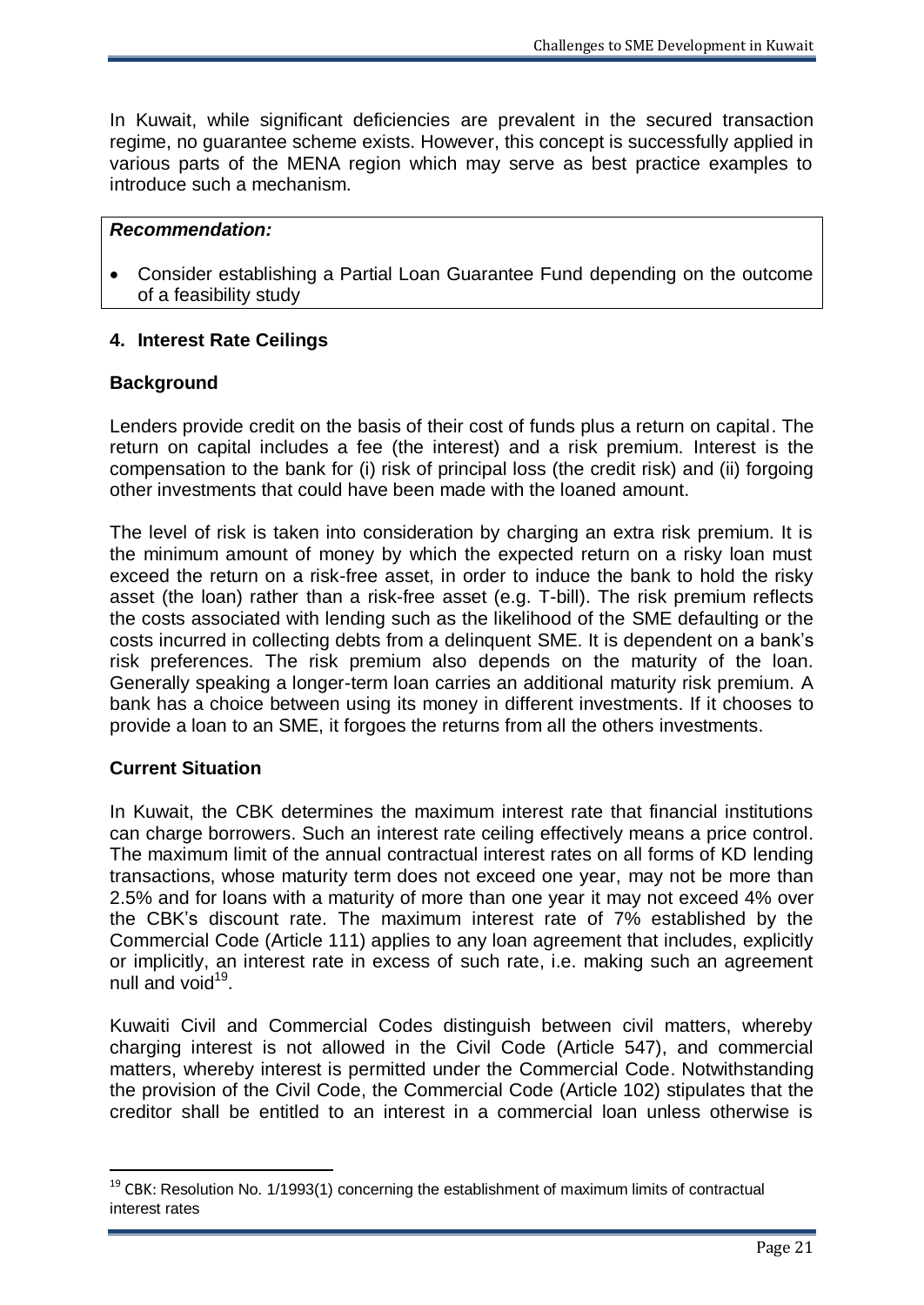In Kuwait, while significant deficiencies are prevalent in the secured transaction regime, no guarantee scheme exists. However, this concept is successfully applied in various parts of the MENA region which may serve as best practice examples to introduce such a mechanism.

***Recommendation:***

- Consider establishing a Partial Loan Guarantee Fund depending on the outcome of a feasibility study

## 4. Interest Rate Ceilings

### Background

Lenders provide credit on the basis of their cost of funds plus a return on capital. The return on capital includes a fee (the interest) and a risk premium. Interest is the compensation to the bank for (i) risk of principal loss (the credit risk) and (ii) forgoing other investments that could have been made with the loaned amount.

The level of risk is taken into consideration by charging an extra risk premium. It is the minimum amount of money by which the expected return on a risky loan must exceed the return on a risk-free asset, in order to induce the bank to hold the risky asset (the loan) rather than a risk-free asset (e.g. T-bill). The risk premium reflects the costs associated with lending such as the likelihood of the SME defaulting or the costs incurred in collecting debts from a delinquent SME. It is dependent on a bank's risk preferences. The risk premium also depends on the maturity of the loan. Generally speaking a longer-term loan carries an additional maturity risk premium. A bank has a choice between using its money in different investments. If it chooses to provide a loan to an SME, it forgoes the returns from all the others investments.

### Current Situation

In Kuwait, the CBK determines the maximum interest rate that financial institutions can charge borrowers. Such an interest rate ceiling effectively means a price control. The maximum limit of the annual contractual interest rates on all forms of KD lending transactions, whose maturity term does not exceed one year, may not be more than 2.5% and for loans with a maturity of more than one year it may not exceed 4% over the CBK's discount rate. The maximum interest rate of 7% established by the Commercial Code (Article 111) applies to any loan agreement that includes, explicitly or implicitly, an interest rate in excess of such rate, i.e. making such an agreement null and void[19].

Kuwaiti Civil and Commercial Codes distinguish between civil matters, whereby charging interest is not allowed in the Civil Code (Article 547), and commercial matters, whereby interest is permitted under the Commercial Code. Notwithstanding the provision of the Civil Code, the Commercial Code (Article 102) stipulates that the creditor shall be entitled to an interest in a commercial loan unless otherwise is

[19] CBK: Resolution No. 1/1993(1) concerning the establishment of maximum limits of contractual interest rates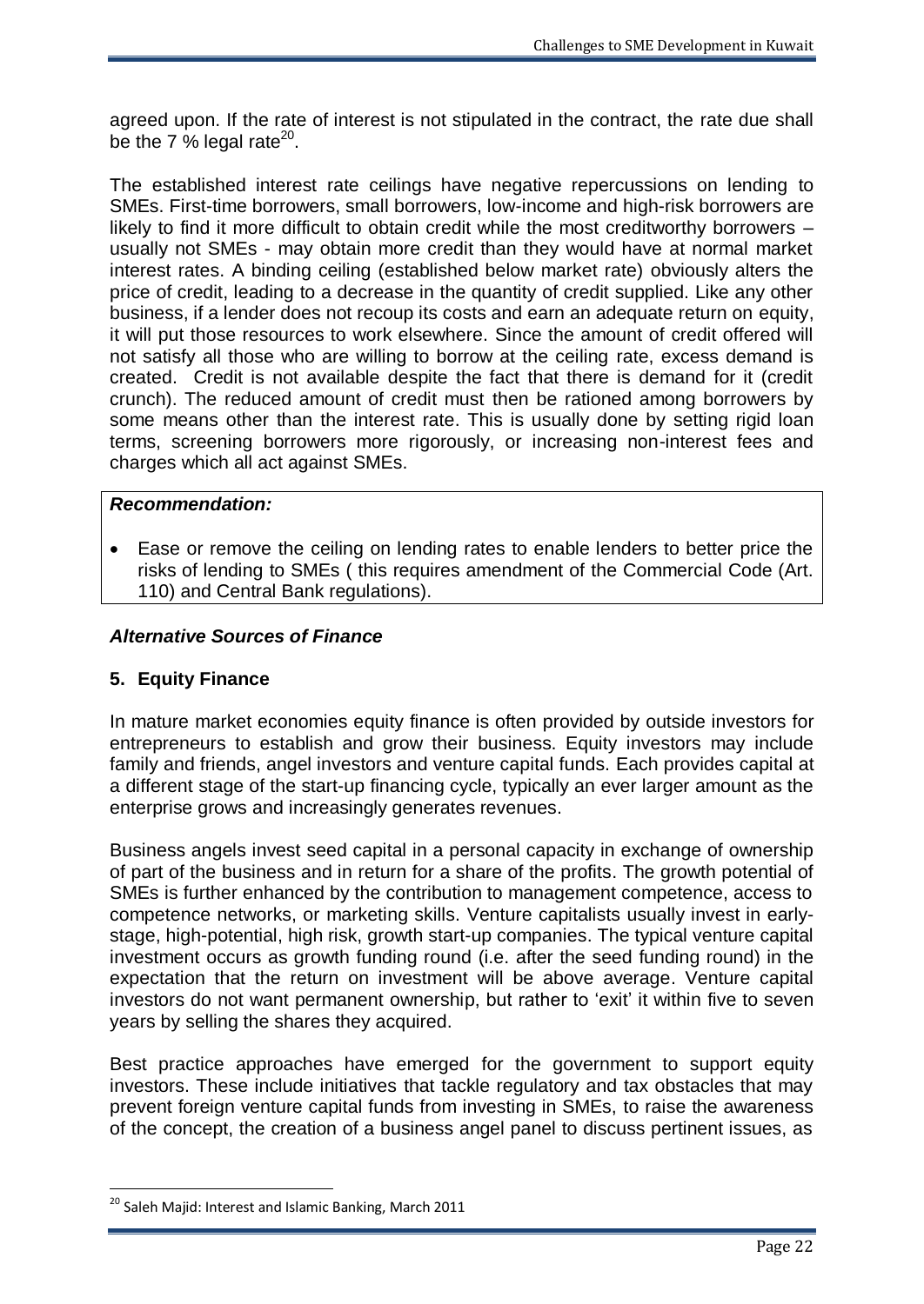agreed upon. If the rate of interest is not stipulated in the contract, the rate due shall be the 7 % legal rate[20].

The established interest rate ceilings have negative repercussions on lending to SMEs. First-time borrowers, small borrowers, low-income and high-risk borrowers are likely to find it more difficult to obtain credit while the most creditworthy borrowers – usually not SMEs - may obtain more credit than they would have at normal market interest rates. A binding ceiling (established below market rate) obviously alters the price of credit, leading to a decrease in the quantity of credit supplied. Like any other business, if a lender does not recoup its costs and earn an adequate return on equity, it will put those resources to work elsewhere. Since the amount of credit offered will not satisfy all those who are willing to borrow at the ceiling rate, excess demand is created. Credit is not available despite the fact that there is demand for it (credit crunch). The reduced amount of credit must then be rationed among borrowers by some means other than the interest rate. This is usually done by setting rigid loan terms, screening borrowers more rigorously, or increasing non-interest fees and charges which all act against SMEs.

***Recommendation:***

- Ease or remove the ceiling on lending rates to enable lenders to better price the risks of lending to SMEs ( this requires amendment of the Commercial Code (Art. 110) and Central Bank regulations).

### *Alternative Sources of Finance*

### 5. Equity Finance

In mature market economies equity finance is often provided by outside investors for entrepreneurs to establish and grow their business. Equity investors may include family and friends, angel investors and venture capital funds. Each provides capital at a different stage of the start-up financing cycle, typically an ever larger amount as the enterprise grows and increasingly generates revenues.

Business angels invest seed capital in a personal capacity in exchange of ownership of part of the business and in return for a share of the profits. The growth potential of SMEs is further enhanced by the contribution to management competence, access to competence networks, or marketing skills. Venture capitalists usually invest in early-stage, high-potential, high risk, growth start-up companies. The typical venture capital investment occurs as growth funding round (i.e. after the seed funding round) in the expectation that the return on investment will be above average. Venture capital investors do not want permanent ownership, but rather to 'exit' it within five to seven years by selling the shares they acquired.

Best practice approaches have emerged for the government to support equity investors. These include initiatives that tackle regulatory and tax obstacles that may prevent foreign venture capital funds from investing in SMEs, to raise the awareness of the concept, the creation of a business angel panel to discuss pertinent issues, as

[20] Saleh Majid: Interest and Islamic Banking, March 2011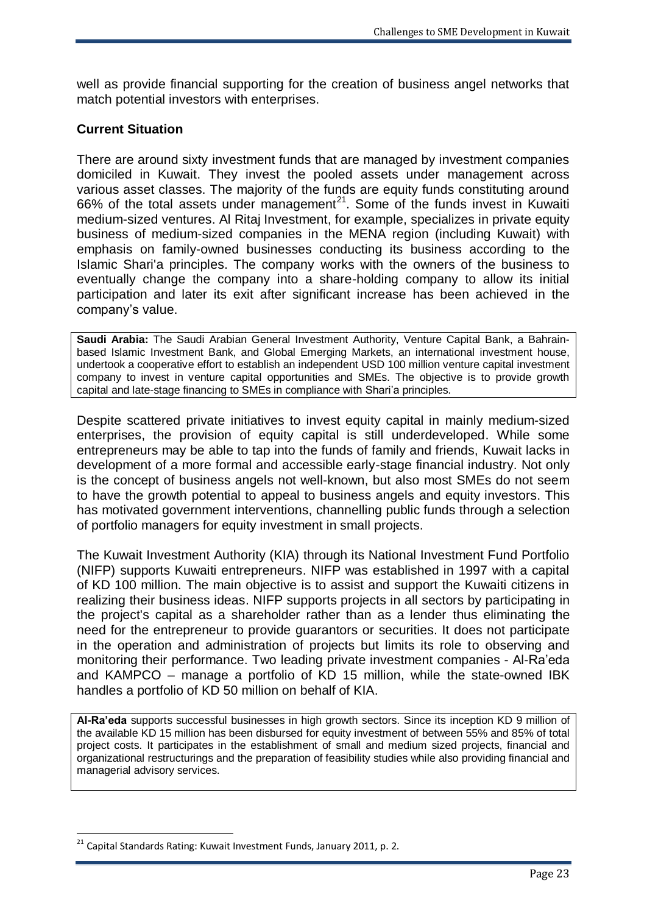well as provide financial supporting for the creation of business angel networks that match potential investors with enterprises.

### Current Situation

There are around sixty investment funds that are managed by investment companies domiciled in Kuwait. They invest the pooled assets under management across various asset classes. The majority of the funds are equity funds constituting around 66% of the total assets under management[21]. Some of the funds invest in Kuwaiti medium-sized ventures. Al Ritaj Investment, for example, specializes in private equity business of medium-sized companies in the MENA region (including Kuwait) with emphasis on family-owned businesses conducting its business according to the Islamic Shari'a principles. The company works with the owners of the business to eventually change the company into a share-holding company to allow its initial participation and later its exit after significant increase has been achieved in the company's value.

> **Saudi Arabia:** The Saudi Arabian General Investment Authority, Venture Capital Bank, a Bahrain-based Islamic Investment Bank, and Global Emerging Markets, an international investment house, undertook a cooperative effort to establish an independent USD 100 million venture capital investment company to invest in venture capital opportunities and SMEs. The objective is to provide growth capital and late-stage financing to SMEs in compliance with Shari'a principles.

Despite scattered private initiatives to invest equity capital in mainly medium-sized enterprises, the provision of equity capital is still underdeveloped. While some entrepreneurs may be able to tap into the funds of family and friends, Kuwait lacks in development of a more formal and accessible early-stage financial industry. Not only is the concept of business angels not well-known, but also most SMEs do not seem to have the growth potential to appeal to business angels and equity investors. This has motivated government interventions, channelling public funds through a selection of portfolio managers for equity investment in small projects.

The Kuwait Investment Authority (KIA) through its National Investment Fund Portfolio (NIFP) supports Kuwaiti entrepreneurs. NIFP was established in 1997 with a capital of KD 100 million. The main objective is to assist and support the Kuwaiti citizens in realizing their business ideas. NIFP supports projects in all sectors by participating in the project's capital as a shareholder rather than as a lender thus eliminating the need for the entrepreneur to provide guarantors or securities. It does not participate in the operation and administration of projects but limits its role to observing and monitoring their performance. Two leading private investment companies - Al-Ra'eda and KAMPCO – manage a portfolio of KD 15 million, while the state-owned IBK handles a portfolio of KD 50 million on behalf of KIA.

> **Al-Ra'eda** supports successful businesses in high growth sectors. Since its inception KD 9 million of the available KD 15 million has been disbursed for equity investment of between 55% and 85% of total project costs. It participates in the establishment of small and medium sized projects, financial and organizational restructurings and the preparation of feasibility studies while also providing financial and managerial advisory services.

[21] Capital Standards Rating: Kuwait Investment Funds, January 2011, p. 2.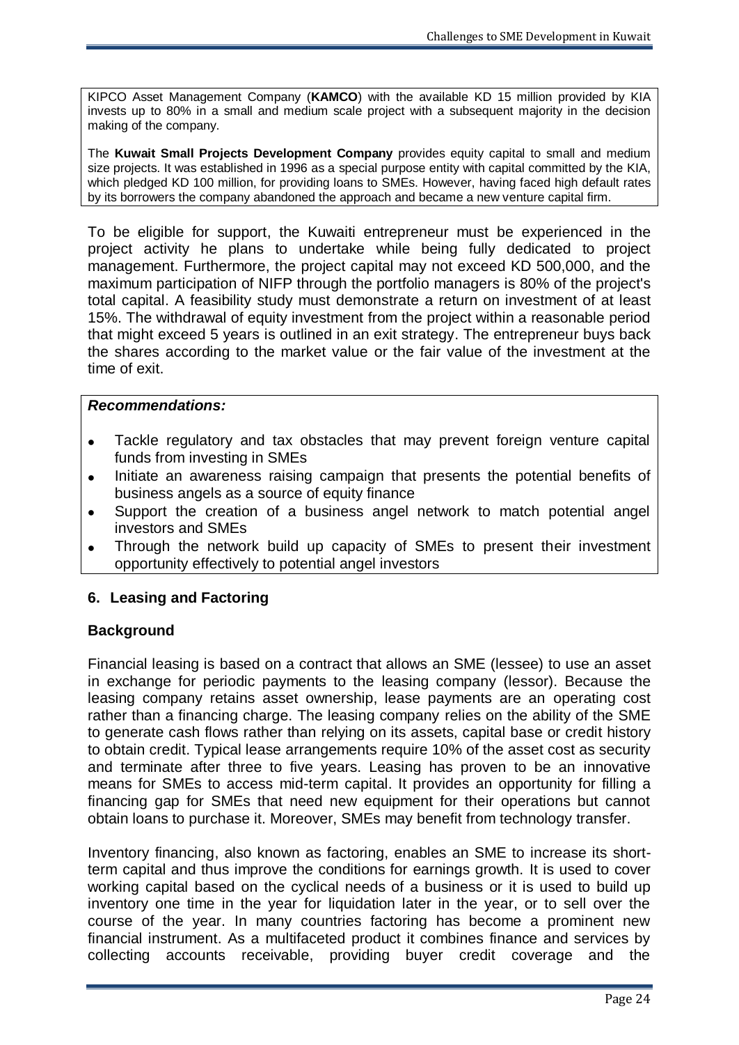KIPCO Asset Management Company (**KAMCO**) with the available KD 15 million provided by KIA invests up to 80% in a small and medium scale project with a subsequent majority in the decision making of the company.

The **Kuwait Small Projects Development Company** provides equity capital to small and medium size projects. It was established in 1996 as a special purpose entity with capital committed by the KIA, which pledged KD 100 million, for providing loans to SMEs. However, having faced high default rates by its borrowers the company abandoned the approach and became a new venture capital firm.

To be eligible for support, the Kuwaiti entrepreneur must be experienced in the project activity he plans to undertake while being fully dedicated to project management. Furthermore, the project capital may not exceed KD 500,000, and the maximum participation of NIFP through the portfolio managers is 80% of the project's total capital. A feasibility study must demonstrate a return on investment of at least 15%. The withdrawal of equity investment from the project within a reasonable period that might exceed 5 years is outlined in an exit strategy. The entrepreneur buys back the shares according to the market value or the fair value of the investment at the time of exit.

***Recommendations:***

- Tackle regulatory and tax obstacles that may prevent foreign venture capital funds from investing in SMEs
- Initiate an awareness raising campaign that presents the potential benefits of business angels as a source of equity finance
- Support the creation of a business angel network to match potential angel investors and SMEs
- Through the network build up capacity of SMEs to present their investment opportunity effectively to potential angel investors

## 6. Leasing and Factoring

### Background

Financial leasing is based on a contract that allows an SME (lessee) to use an asset in exchange for periodic payments to the leasing company (lessor). Because the leasing company retains asset ownership, lease payments are an operating cost rather than a financing charge. The leasing company relies on the ability of the SME to generate cash flows rather than relying on its assets, capital base or credit history to obtain credit. Typical lease arrangements require 10% of the asset cost as security and terminate after three to five years. Leasing has proven to be an innovative means for SMEs to access mid-term capital. It provides an opportunity for filling a financing gap for SMEs that need new equipment for their operations but cannot obtain loans to purchase it. Moreover, SMEs may benefit from technology transfer.

Inventory financing, also known as factoring, enables an SME to increase its short-term capital and thus improve the conditions for earnings growth. It is used to cover working capital based on the cyclical needs of a business or it is used to build up inventory one time in the year for liquidation later in the year, or to sell over the course of the year. In many countries factoring has become a prominent new financial instrument. As a multifaceted product it combines finance and services by collecting accounts receivable, providing buyer credit coverage and the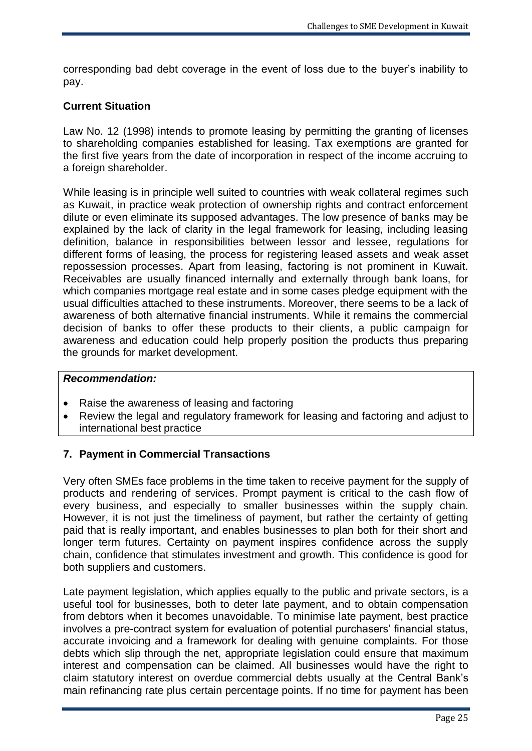corresponding bad debt coverage in the event of loss due to the buyer's inability to pay.

**Current Situation**

Law No. 12 (1998) intends to promote leasing by permitting the granting of licenses to shareholding companies established for leasing. Tax exemptions are granted for the first five years from the date of incorporation in respect of the income accruing to a foreign shareholder.

While leasing is in principle well suited to countries with weak collateral regimes such as Kuwait, in practice weak protection of ownership rights and contract enforcement dilute or even eliminate its supposed advantages. The low presence of banks may be explained by the lack of clarity in the legal framework for leasing, including leasing definition, balance in responsibilities between lessor and lessee, regulations for different forms of leasing, the process for registering leased assets and weak asset repossession processes. Apart from leasing, factoring is not prominent in Kuwait. Receivables are usually financed internally and externally through bank loans, for which companies mortgage real estate and in some cases pledge equipment with the usual difficulties attached to these instruments. Moreover, there seems to be a lack of awareness of both alternative financial instruments. While it remains the commercial decision of banks to offer these products to their clients, a public campaign for awareness and education could help properly position the products thus preparing the grounds for market development.

***Recommendation:***

- Raise the awareness of leasing and factoring
- Review the legal and regulatory framework for leasing and factoring and adjust to international best practice

## 7. Payment in Commercial Transactions

Very often SMEs face problems in the time taken to receive payment for the supply of products and rendering of services. Prompt payment is critical to the cash flow of every business, and especially to smaller businesses within the supply chain. However, it is not just the timeliness of payment, but rather the certainty of getting paid that is really important, and enables businesses to plan both for their short and longer term futures. Certainty on payment inspires confidence across the supply chain, confidence that stimulates investment and growth. This confidence is good for both suppliers and customers.

Late payment legislation, which applies equally to the public and private sectors, is a useful tool for businesses, both to deter late payment, and to obtain compensation from debtors when it becomes unavoidable. To minimise late payment, best practice involves a pre-contract system for evaluation of potential purchasers' financial status, accurate invoicing and a framework for dealing with genuine complaints. For those debts which slip through the net, appropriate legislation could ensure that maximum interest and compensation can be claimed. All businesses would have the right to claim statutory interest on overdue commercial debts usually at the Central Bank's main refinancing rate plus certain percentage points. If no time for payment has been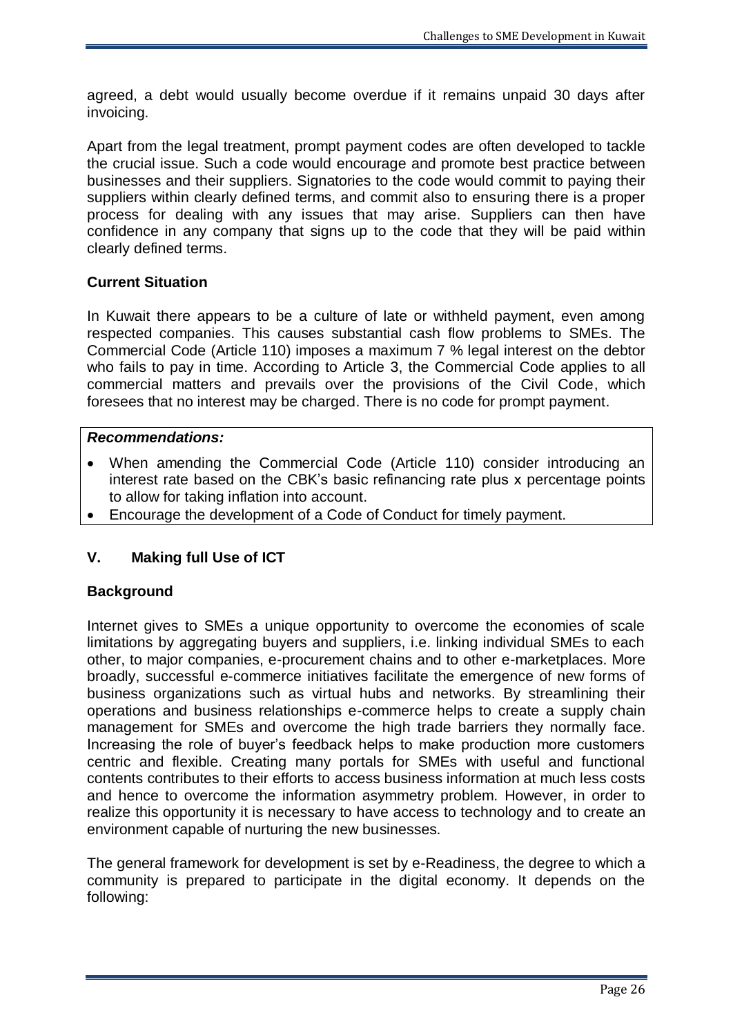agreed, a debt would usually become overdue if it remains unpaid 30 days after invoicing.

Apart from the legal treatment, prompt payment codes are often developed to tackle the crucial issue. Such a code would encourage and promote best practice between businesses and their suppliers. Signatories to the code would commit to paying their suppliers within clearly defined terms, and commit also to ensuring there is a proper process for dealing with any issues that may arise. Suppliers can then have confidence in any company that signs up to the code that they will be paid within clearly defined terms.

### Current Situation

In Kuwait there appears to be a culture of late or withheld payment, even among respected companies. This causes substantial cash flow problems to SMEs. The Commercial Code (Article 110) imposes a maximum 7 % legal interest on the debtor who fails to pay in time. According to Article 3, the Commercial Code applies to all commercial matters and prevails over the provisions of the Civil Code, which foresees that no interest may be charged. There is no code for prompt payment.

***Recommendations:***

- When amending the Commercial Code (Article 110) consider introducing an interest rate based on the CBK's basic refinancing rate plus x percentage points to allow for taking inflation into account.
- Encourage the development of a Code of Conduct for timely payment.

## V. Making full Use of ICT

### Background

Internet gives to SMEs a unique opportunity to overcome the economies of scale limitations by aggregating buyers and suppliers, i.e. linking individual SMEs to each other, to major companies, e-procurement chains and to other e-marketplaces. More broadly, successful e-commerce initiatives facilitate the emergence of new forms of business organizations such as virtual hubs and networks. By streamlining their operations and business relationships e-commerce helps to create a supply chain management for SMEs and overcome the high trade barriers they normally face. Increasing the role of buyer's feedback helps to make production more customers centric and flexible. Creating many portals for SMEs with useful and functional contents contributes to their efforts to access business information at much less costs and hence to overcome the information asymmetry problem. However, in order to realize this opportunity it is necessary to have access to technology and to create an environment capable of nurturing the new businesses.

The general framework for development is set by e-Readiness, the degree to which a community is prepared to participate in the digital economy. It depends on the following: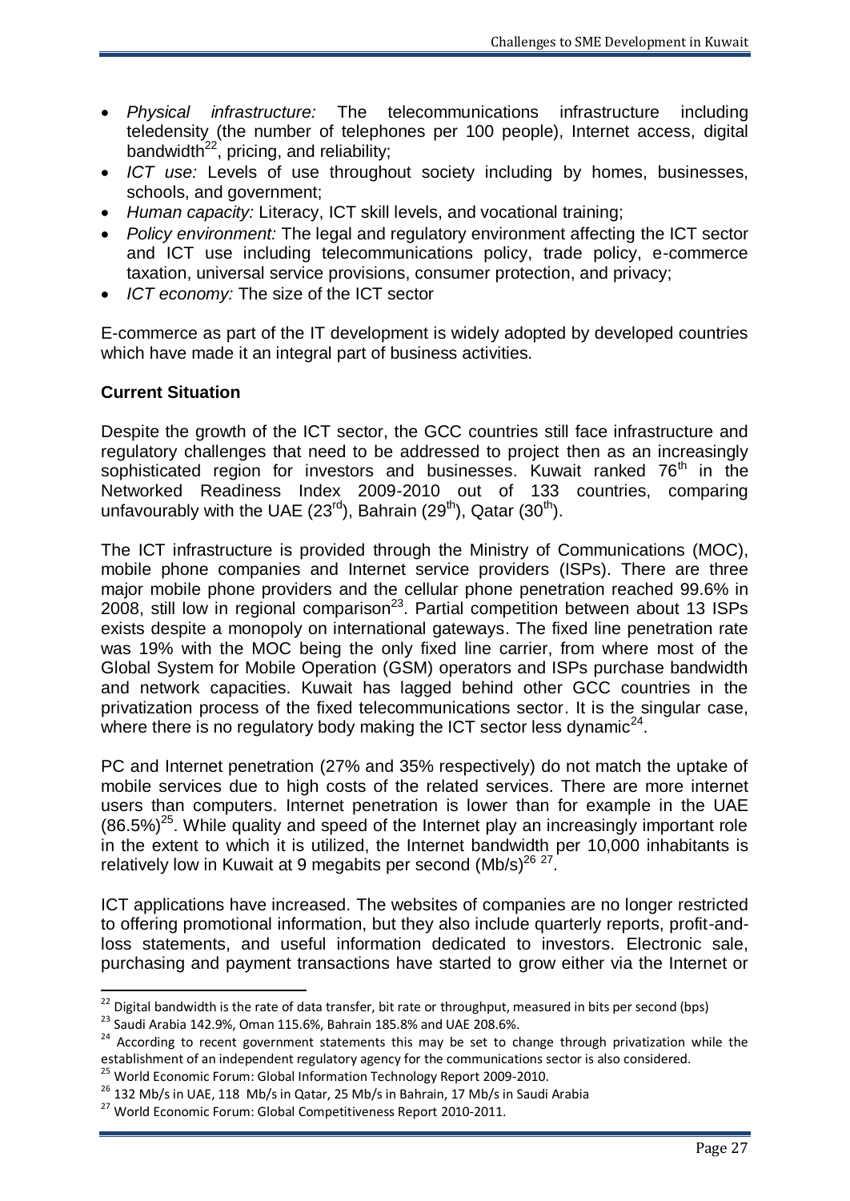- *Physical infrastructure:* The telecommunications infrastructure including teledensity (the number of telephones per 100 people), Internet access, digital bandwidth[22], pricing, and reliability;
- *ICT use:* Levels of use throughout society including by homes, businesses, schools, and government;
- *Human capacity:* Literacy, ICT skill levels, and vocational training;
- *Policy environment:* The legal and regulatory environment affecting the ICT sector and ICT use including telecommunications policy, trade policy, e-commerce taxation, universal service provisions, consumer protection, and privacy;
- *ICT economy:* The size of the ICT sector

E-commerce as part of the IT development is widely adopted by developed countries which have made it an integral part of business activities.

**Current Situation**

Despite the growth of the ICT sector, the GCC countries still face infrastructure and regulatory challenges that need to be addressed to project then as an increasingly sophisticated region for investors and businesses. Kuwait ranked 76th in the Networked Readiness Index 2009-2010 out of 133 countries, comparing unfavourably with the UAE (23rd), Bahrain (29th), Qatar (30th).

The ICT infrastructure is provided through the Ministry of Communications (MOC), mobile phone companies and Internet service providers (ISPs). There are three major mobile phone providers and the cellular phone penetration reached 99.6% in 2008, still low in regional comparison[23]. Partial competition between about 13 ISPs exists despite a monopoly on international gateways. The fixed line penetration rate was 19% with the MOC being the only fixed line carrier, from where most of the Global System for Mobile Operation (GSM) operators and ISPs purchase bandwidth and network capacities. Kuwait has lagged behind other GCC countries in the privatization process of the fixed telecommunications sector. It is the singular case, where there is no regulatory body making the ICT sector less dynamic[24].

PC and Internet penetration (27% and 35% respectively) do not match the uptake of mobile services due to high costs of the related services. There are more internet users than computers. Internet penetration is lower than for example in the UAE (86.5%)[25]. While quality and speed of the Internet play an increasingly important role in the extent to which it is utilized, the Internet bandwidth per 10,000 inhabitants is relatively low in Kuwait at 9 megabits per second (Mb/s)[26] [27].

ICT applications have increased. The websites of companies are no longer restricted to offering promotional information, but they also include quarterly reports, profit-and-loss statements, and useful information dedicated to investors. Electronic sale, purchasing and payment transactions have started to grow either via the Internet or

---

[22] Digital bandwidth is the rate of data transfer, bit rate or throughput, measured in bits per second (bps)

[23] Saudi Arabia 142.9%, Oman 115.6%, Bahrain 185.8% and UAE 208.6%.

[24] According to recent government statements this may be set to change through privatization while the establishment of an independent regulatory agency for the communications sector is also considered.

[25] World Economic Forum: Global Information Technology Report 2009-2010.

[26] 132 Mb/s in UAE, 118 Mb/s in Qatar, 25 Mb/s in Bahrain, 17 Mb/s in Saudi Arabia

[27] World Economic Forum: Global Competitiveness Report 2010-2011.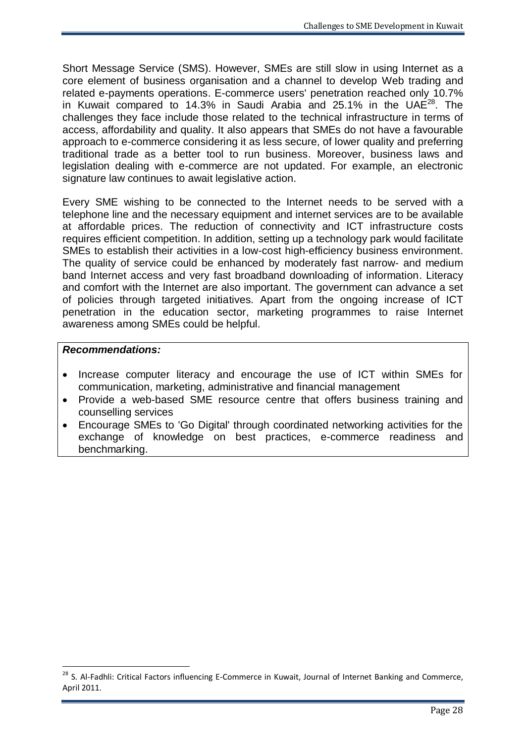Short Message Service (SMS). However, SMEs are still slow in using Internet as a core element of business organisation and a channel to develop Web trading and related e-payments operations. E-commerce users' penetration reached only 10.7% in Kuwait compared to 14.3% in Saudi Arabia and 25.1% in the UAE[28]. The challenges they face include those related to the technical infrastructure in terms of access, affordability and quality. It also appears that SMEs do not have a favourable approach to e-commerce considering it as less secure, of lower quality and preferring traditional trade as a better tool to run business. Moreover, business laws and legislation dealing with e-commerce are not updated. For example, an electronic signature law continues to await legislative action.

Every SME wishing to be connected to the Internet needs to be served with a telephone line and the necessary equipment and internet services are to be available at affordable prices. The reduction of connectivity and ICT infrastructure costs requires efficient competition. In addition, setting up a technology park would facilitate SMEs to establish their activities in a low-cost high-efficiency business environment. The quality of service could be enhanced by moderately fast narrow- and medium band Internet access and very fast broadband downloading of information. Literacy and comfort with the Internet are also important. The government can advance a set of policies through targeted initiatives. Apart from the ongoing increase of ICT penetration in the education sector, marketing programmes to raise Internet awareness among SMEs could be helpful.

***Recommendations:***

- Increase computer literacy and encourage the use of ICT within SMEs for communication, marketing, administrative and financial management
- Provide a web-based SME resource centre that offers business training and counselling services
- Encourage SMEs to 'Go Digital' through coordinated networking activities for the exchange of knowledge on best practices, e-commerce readiness and benchmarking.

[28] S. Al-Fadhli: Critical Factors influencing E-Commerce in Kuwait, Journal of Internet Banking and Commerce, April 2011.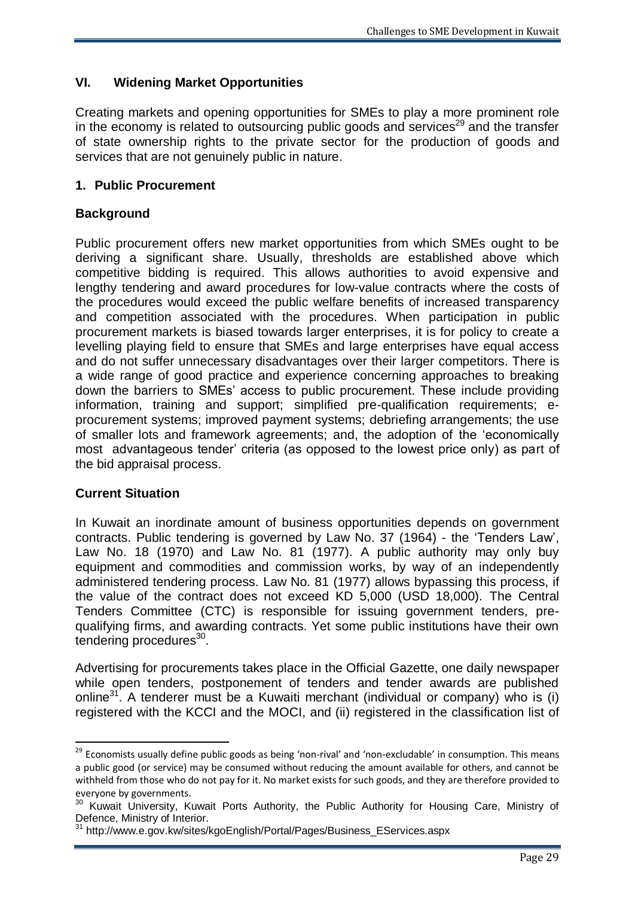## VI. Widening Market Opportunities

Creating markets and opening opportunities for SMEs to play a more prominent role in the economy is related to outsourcing public goods and services[29] and the transfer of state ownership rights to the private sector for the production of goods and services that are not genuinely public in nature.

### 1. Public Procurement

#### Background

Public procurement offers new market opportunities from which SMEs ought to be deriving a significant share. Usually, thresholds are established above which competitive bidding is required. This allows authorities to avoid expensive and lengthy tendering and award procedures for low-value contracts where the costs of the procedures would exceed the public welfare benefits of increased transparency and competition associated with the procedures. When participation in public procurement markets is biased towards larger enterprises, it is for policy to create a levelling playing field to ensure that SMEs and large enterprises have equal access and do not suffer unnecessary disadvantages over their larger competitors. There is a wide range of good practice and experience concerning approaches to breaking down the barriers to SMEs' access to public procurement. These include providing information, training and support; simplified pre-qualification requirements; e-procurement systems; improved payment systems; debriefing arrangements; the use of smaller lots and framework agreements; and, the adoption of the 'economically most advantageous tender' criteria (as opposed to the lowest price only) as part of the bid appraisal process.

#### Current Situation

In Kuwait an inordinate amount of business opportunities depends on government contracts. Public tendering is governed by Law No. 37 (1964) - the 'Tenders Law', Law No. 18 (1970) and Law No. 81 (1977). A public authority may only buy equipment and commodities and commission works, by way of an independently administered tendering process. Law No. 81 (1977) allows bypassing this process, if the value of the contract does not exceed KD 5,000 (USD 18,000). The Central Tenders Committee (CTC) is responsible for issuing government tenders, pre-qualifying firms, and awarding contracts. Yet some public institutions have their own tendering procedures[30].

Advertising for procurements takes place in the Official Gazette, one daily newspaper while open tenders, postponement of tenders and tender awards are published online[31]. A tenderer must be a Kuwaiti merchant (individual or company) who is (i) registered with the KCCI and the MOCI, and (ii) registered in the classification list of

---

[29] Economists usually define public goods as being 'non-rival' and 'non-excludable' in consumption. This means a public good (or service) may be consumed without reducing the amount available for others, and cannot be withheld from those who do not pay for it. No market exists for such goods, and they are therefore provided to everyone by governments.

[30] Kuwait University, Kuwait Ports Authority, the Public Authority for Housing Care, Ministry of Defence, Ministry of Interior.

[31] http://www.e.gov.kw/sites/kgoEnglish/Portal/Pages/Business_EServices.aspx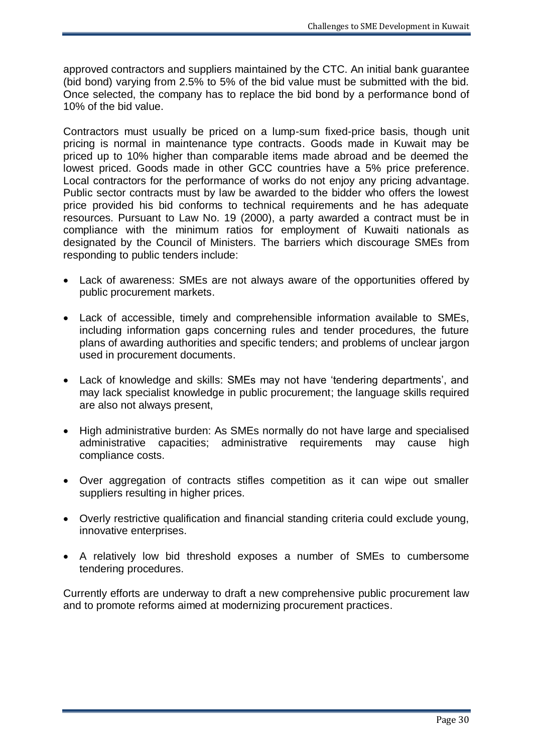approved contractors and suppliers maintained by the CTC. An initial bank guarantee (bid bond) varying from 2.5% to 5% of the bid value must be submitted with the bid. Once selected, the company has to replace the bid bond by a performance bond of 10% of the bid value.

Contractors must usually be priced on a lump-sum fixed-price basis, though unit pricing is normal in maintenance type contracts. Goods made in Kuwait may be priced up to 10% higher than comparable items made abroad and be deemed the lowest priced. Goods made in other GCC countries have a 5% price preference. Local contractors for the performance of works do not enjoy any pricing advantage. Public sector contracts must by law be awarded to the bidder who offers the lowest price provided his bid conforms to technical requirements and he has adequate resources. Pursuant to Law No. 19 (2000), a party awarded a contract must be in compliance with the minimum ratios for employment of Kuwaiti nationals as designated by the Council of Ministers. The barriers which discourage SMEs from responding to public tenders include:

- Lack of awareness: SMEs are not always aware of the opportunities offered by public procurement markets.
- Lack of accessible, timely and comprehensible information available to SMEs, including information gaps concerning rules and tender procedures, the future plans of awarding authorities and specific tenders; and problems of unclear jargon used in procurement documents.
- Lack of knowledge and skills: SMEs may not have 'tendering departments', and may lack specialist knowledge in public procurement; the language skills required are also not always present,
- High administrative burden: As SMEs normally do not have large and specialised administrative capacities; administrative requirements may cause high compliance costs.
- Over aggregation of contracts stifles competition as it can wipe out smaller suppliers resulting in higher prices.
- Overly restrictive qualification and financial standing criteria could exclude young, innovative enterprises.
- A relatively low bid threshold exposes a number of SMEs to cumbersome tendering procedures.

Currently efforts are underway to draft a new comprehensive public procurement law and to promote reforms aimed at modernizing procurement practices.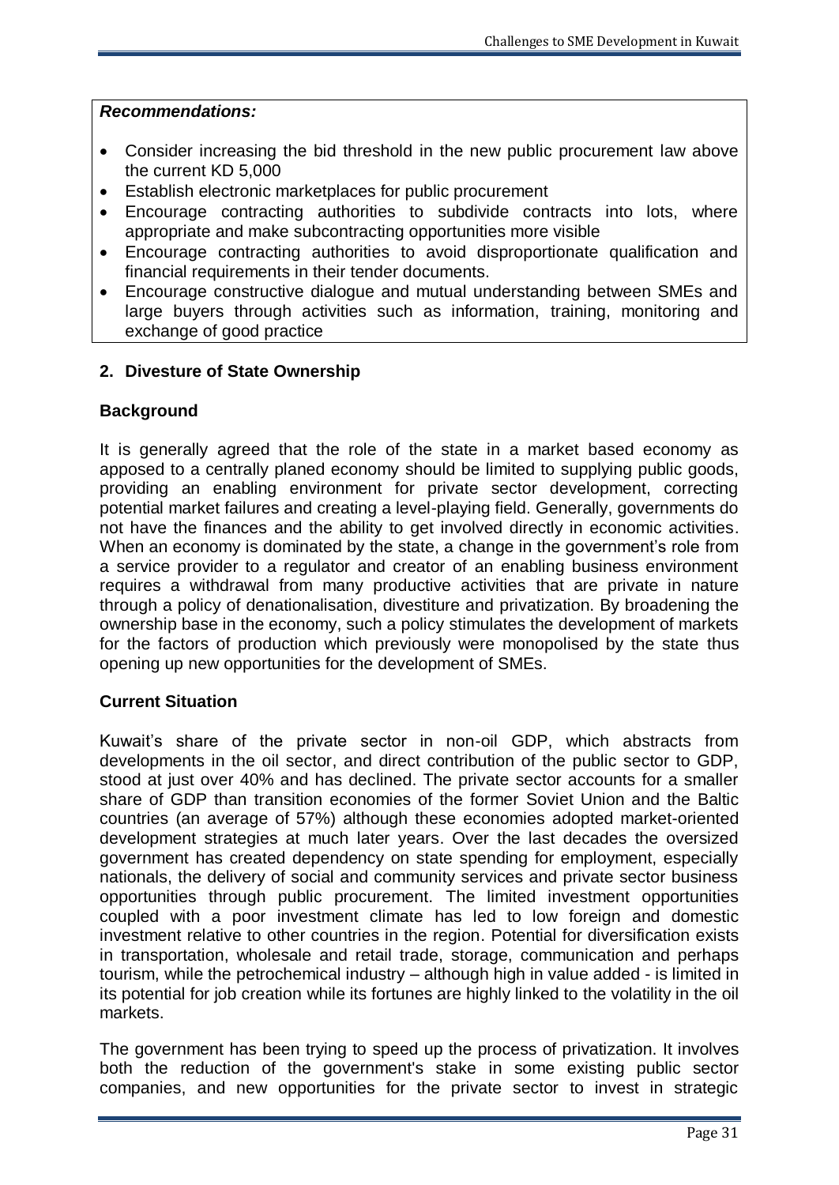***Recommendations:***

- Consider increasing the bid threshold in the new public procurement law above the current KD 5,000
- Establish electronic marketplaces for public procurement
- Encourage contracting authorities to subdivide contracts into lots, where appropriate and make subcontracting opportunities more visible
- Encourage contracting authorities to avoid disproportionate qualification and financial requirements in their tender documents.
- Encourage constructive dialogue and mutual understanding between SMEs and large buyers through activities such as information, training, monitoring and exchange of good practice

## 2. Divesture of State Ownership

### Background

It is generally agreed that the role of the state in a market based economy as apposed to a centrally planed economy should be limited to supplying public goods, providing an enabling environment for private sector development, correcting potential market failures and creating a level-playing field. Generally, governments do not have the finances and the ability to get involved directly in economic activities. When an economy is dominated by the state, a change in the government's role from a service provider to a regulator and creator of an enabling business environment requires a withdrawal from many productive activities that are private in nature through a policy of denationalisation, divestiture and privatization. By broadening the ownership base in the economy, such a policy stimulates the development of markets for the factors of production which previously were monopolised by the state thus opening up new opportunities for the development of SMEs.

### Current Situation

Kuwait's share of the private sector in non-oil GDP, which abstracts from developments in the oil sector, and direct contribution of the public sector to GDP, stood at just over 40% and has declined. The private sector accounts for a smaller share of GDP than transition economies of the former Soviet Union and the Baltic countries (an average of 57%) although these economies adopted market-oriented development strategies at much later years. Over the last decades the oversized government has created dependency on state spending for employment, especially nationals, the delivery of social and community services and private sector business opportunities through public procurement. The limited investment opportunities coupled with a poor investment climate has led to low foreign and domestic investment relative to other countries in the region. Potential for diversification exists in transportation, wholesale and retail trade, storage, communication and perhaps tourism, while the petrochemical industry – although high in value added - is limited in its potential for job creation while its fortunes are highly linked to the volatility in the oil markets.

The government has been trying to speed up the process of privatization. It involves both the reduction of the government's stake in some existing public sector companies, and new opportunities for the private sector to invest in strategic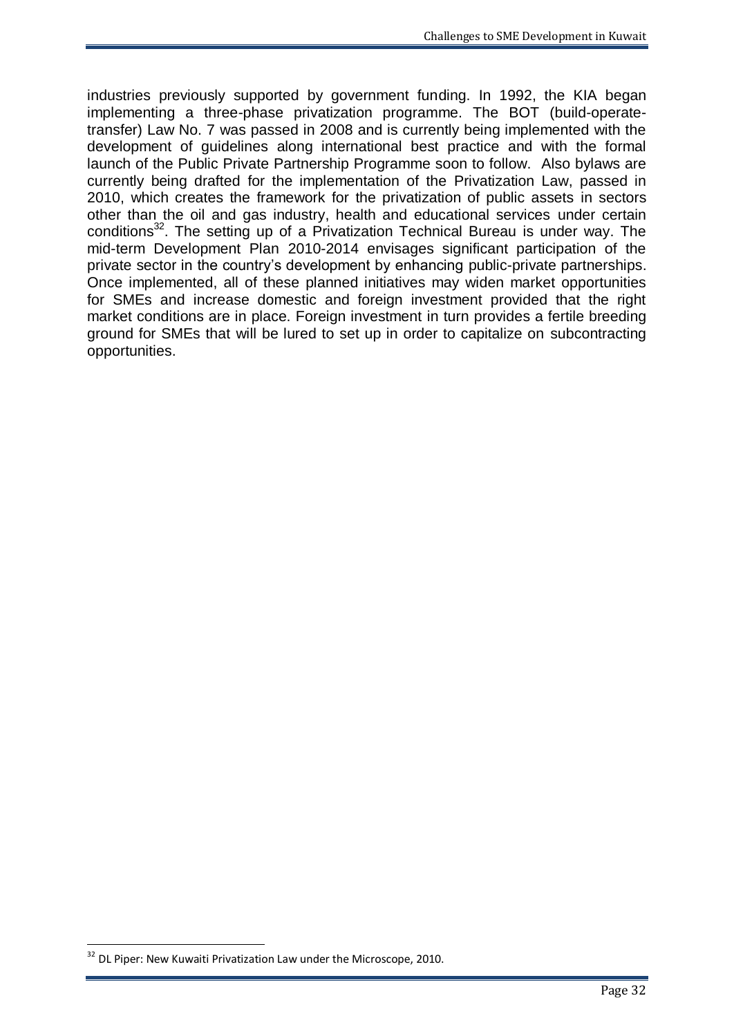industries previously supported by government funding. In 1992, the KIA began implementing a three-phase privatization programme. The BOT (build-operate-transfer) Law No. 7 was passed in 2008 and is currently being implemented with the development of guidelines along international best practice and with the formal launch of the Public Private Partnership Programme soon to follow. Also bylaws are currently being drafted for the implementation of the Privatization Law, passed in 2010, which creates the framework for the privatization of public assets in sectors other than the oil and gas industry, health and educational services under certain conditions[32]. The setting up of a Privatization Technical Bureau is under way. The mid-term Development Plan 2010-2014 envisages significant participation of the private sector in the country's development by enhancing public-private partnerships. Once implemented, all of these planned initiatives may widen market opportunities for SMEs and increase domestic and foreign investment provided that the right market conditions are in place. Foreign investment in turn provides a fertile breeding ground for SMEs that will be lured to set up in order to capitalize on subcontracting opportunities.

---

[32] DL Piper: New Kuwaiti Privatization Law under the Microscope, 2010.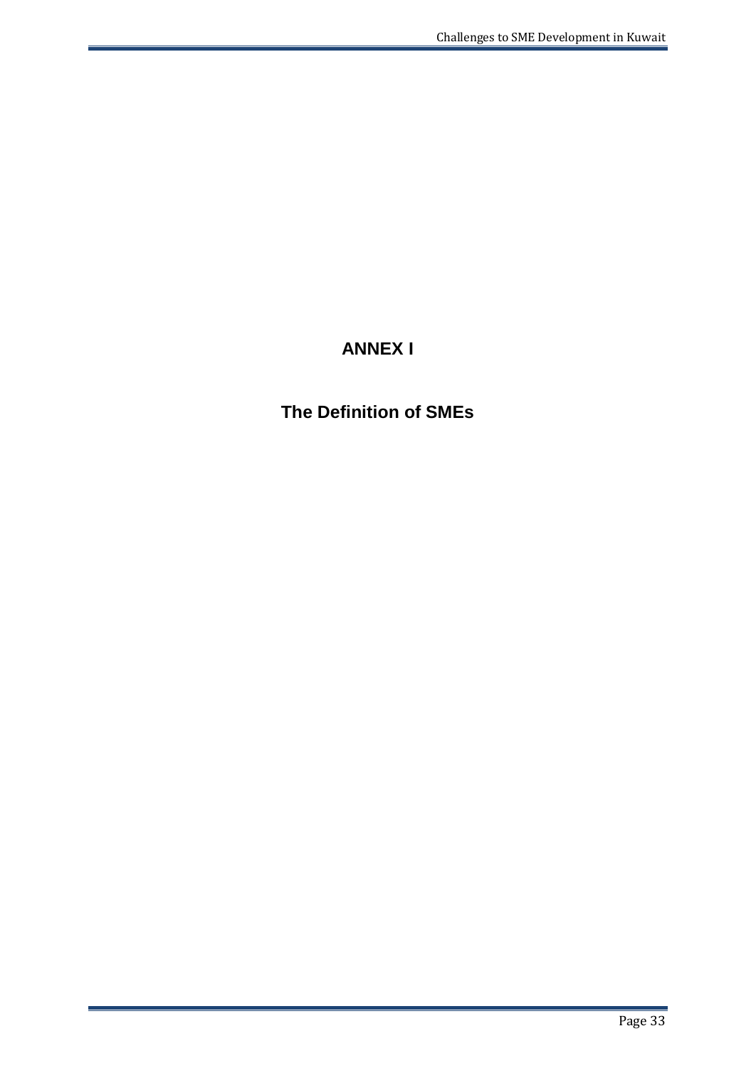# ANNEX I

## The Definition of SMEs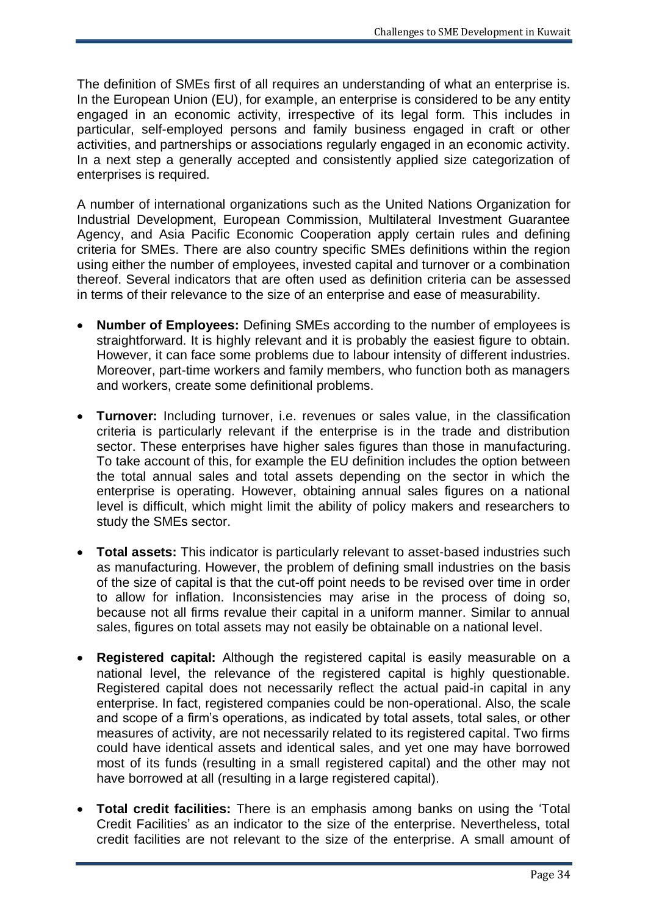The definition of SMEs first of all requires an understanding of what an enterprise is. In the European Union (EU), for example, an enterprise is considered to be any entity engaged in an economic activity, irrespective of its legal form. This includes in particular, self-employed persons and family business engaged in craft or other activities, and partnerships or associations regularly engaged in an economic activity. In a next step a generally accepted and consistently applied size categorization of enterprises is required.

A number of international organizations such as the United Nations Organization for Industrial Development, European Commission, Multilateral Investment Guarantee Agency, and Asia Pacific Economic Cooperation apply certain rules and defining criteria for SMEs. There are also country specific SMEs definitions within the region using either the number of employees, invested capital and turnover or a combination thereof. Several indicators that are often used as definition criteria can be assessed in terms of their relevance to the size of an enterprise and ease of measurability.

- **Number of Employees:** Defining SMEs according to the number of employees is straightforward. It is highly relevant and it is probably the easiest figure to obtain. However, it can face some problems due to labour intensity of different industries. Moreover, part-time workers and family members, who function both as managers and workers, create some definitional problems.

- **Turnover:** Including turnover, i.e. revenues or sales value, in the classification criteria is particularly relevant if the enterprise is in the trade and distribution sector. These enterprises have higher sales figures than those in manufacturing. To take account of this, for example the EU definition includes the option between the total annual sales and total assets depending on the sector in which the enterprise is operating. However, obtaining annual sales figures on a national level is difficult, which might limit the ability of policy makers and researchers to study the SMEs sector.

- **Total assets:** This indicator is particularly relevant to asset-based industries such as manufacturing. However, the problem of defining small industries on the basis of the size of capital is that the cut-off point needs to be revised over time in order to allow for inflation. Inconsistencies may arise in the process of doing so, because not all firms revalue their capital in a uniform manner. Similar to annual sales, figures on total assets may not easily be obtainable on a national level.

- **Registered capital:** Although the registered capital is easily measurable on a national level, the relevance of the registered capital is highly questionable. Registered capital does not necessarily reflect the actual paid-in capital in any enterprise. In fact, registered companies could be non-operational. Also, the scale and scope of a firm's operations, as indicated by total assets, total sales, or other measures of activity, are not necessarily related to its registered capital. Two firms could have identical assets and identical sales, and yet one may have borrowed most of its funds (resulting in a small registered capital) and the other may not have borrowed at all (resulting in a large registered capital).

- **Total credit facilities:** There is an emphasis among banks on using the 'Total Credit Facilities' as an indicator to the size of the enterprise. Nevertheless, total credit facilities are not relevant to the size of the enterprise. A small amount of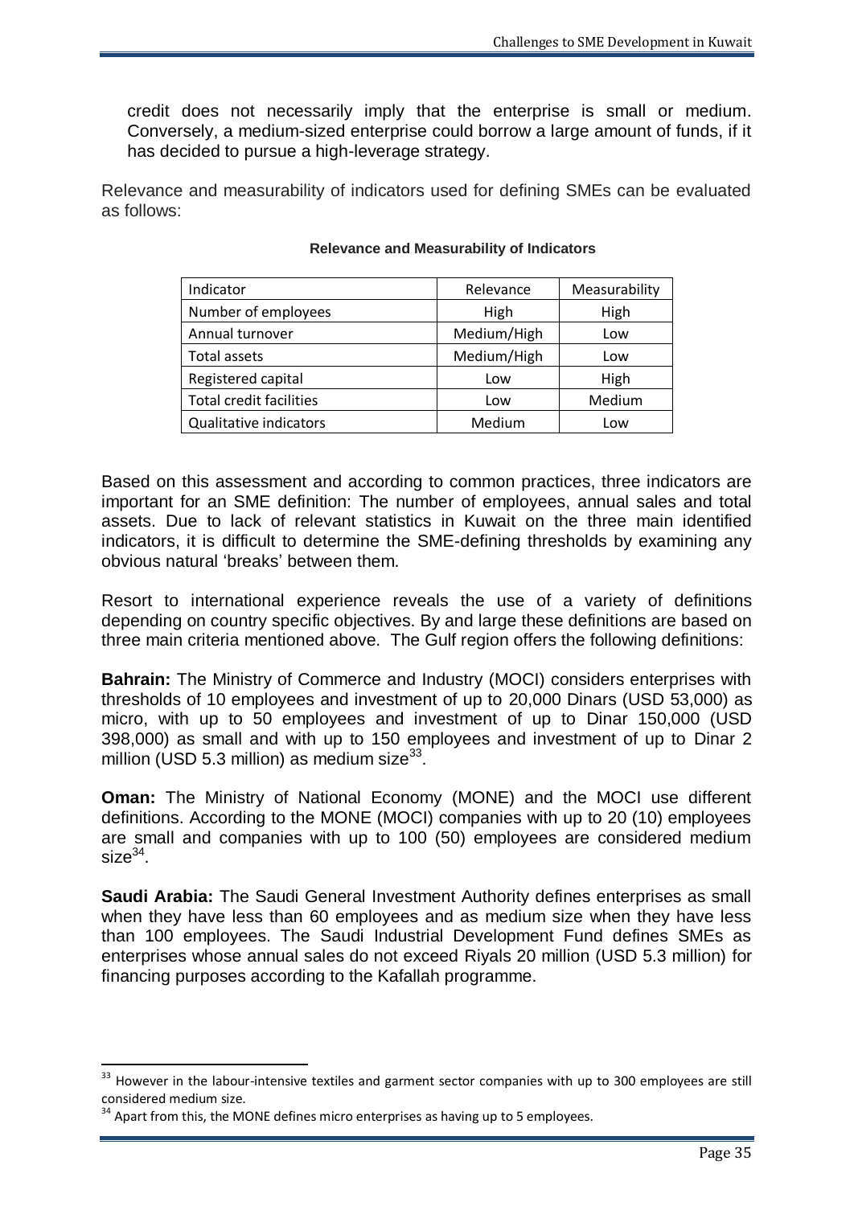credit does not necessarily imply that the enterprise is small or medium. Conversely, a medium-sized enterprise could borrow a large amount of funds, if it has decided to pursue a high-leverage strategy.

Relevance and measurability of indicators used for defining SMEs can be evaluated as follows:

**Relevance and Measurability of Indicators**

| Indicator | Relevance | Measurability |
| --- | --- | --- |
| Number of employees | High | High |
| Annual turnover | Medium/High | Low |
| Total assets | Medium/High | Low |
| Registered capital | Low | High |
| Total credit facilities | Low | Medium |
| Qualitative indicators | Medium | Low |

Based on this assessment and according to common practices, three indicators are important for an SME definition: The number of employees, annual sales and total assets. Due to lack of relevant statistics in Kuwait on the three main identified indicators, it is difficult to determine the SME-defining thresholds by examining any obvious natural 'breaks' between them.

Resort to international experience reveals the use of a variety of definitions depending on country specific objectives. By and large these definitions are based on three main criteria mentioned above. The Gulf region offers the following definitions:

**Bahrain:** The Ministry of Commerce and Industry (MOCI) considers enterprises with thresholds of 10 employees and investment of up to 20,000 Dinars (USD 53,000) as micro, with up to 50 employees and investment of up to Dinar 150,000 (USD 398,000) as small and with up to 150 employees and investment of up to Dinar 2 million (USD 5.3 million) as medium size[33].

**Oman:** The Ministry of National Economy (MONE) and the MOCI use different definitions. According to the MONE (MOCI) companies with up to 20 (10) employees are small and companies with up to 100 (50) employees are considered medium size[34].

**Saudi Arabia:** The Saudi General Investment Authority defines enterprises as small when they have less than 60 employees and as medium size when they have less than 100 employees. The Saudi Industrial Development Fund defines SMEs as enterprises whose annual sales do not exceed Riyals 20 million (USD 5.3 million) for financing purposes according to the Kafallah programme.

---

[33] However in the labour-intensive textiles and garment sector companies with up to 300 employees are still considered medium size.

[34] Apart from this, the MONE defines micro enterprises as having up to 5 employees.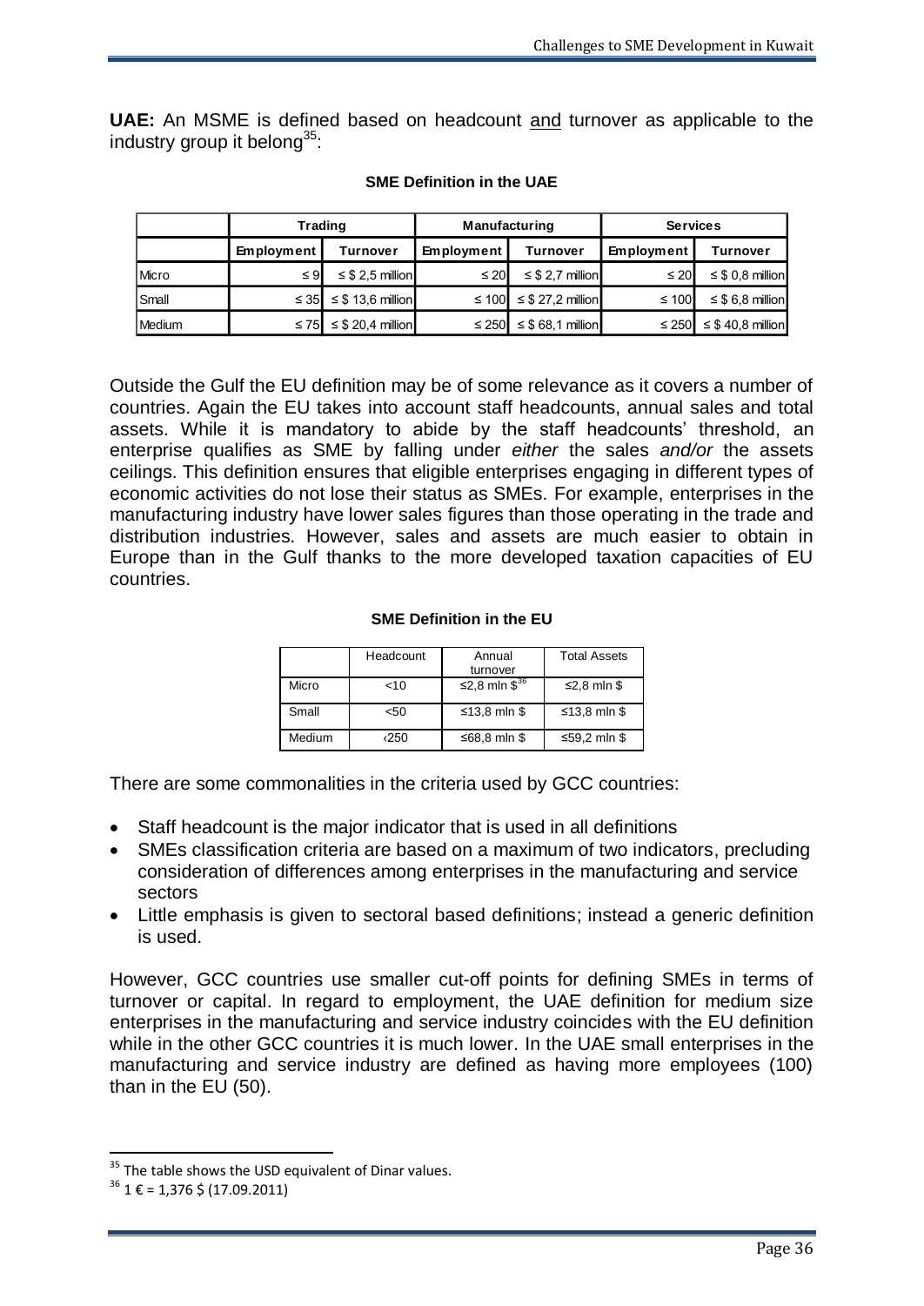**UAE:** An MSME is defined based on headcount <u>and</u> turnover as applicable to the industry group it belong[35]:

**SME Definition in the UAE**

| | Trading | | Manufacturing | | Services | |
|---|---|---|---|---|---|---|
| | **Employment** | **Turnover** | **Employment** | **Turnover** | **Employment** | **Turnover** |
| Micro | ≤ 9 | ≤ $ 2,5 million | ≤ 20 | ≤ $ 2,7 million | ≤ 20 | ≤ $ 0,8 million |
| Small | ≤ 35 | ≤ $ 13,6 million | ≤ 100 | ≤ $ 27,2 million | ≤ 100 | ≤ $ 6,8 million |
| Medium | ≤ 75 | ≤ $ 20,4 million | ≤ 250 | ≤ $ 68,1 million | ≤ 250 | ≤ $ 40,8 million |

Outside the Gulf the EU definition may be of some relevance as it covers a number of countries. Again the EU takes into account staff headcounts, annual sales and total assets. While it is mandatory to abide by the staff headcounts' threshold, an enterprise qualifies as SME by falling under *either* the sales *and/or* the assets ceilings. This definition ensures that eligible enterprises engaging in different types of economic activities do not lose their status as SMEs. For example, enterprises in the manufacturing industry have lower sales figures than those operating in the trade and distribution industries. However, sales and assets are much easier to obtain in Europe than in the Gulf thanks to the more developed taxation capacities of EU countries.

**SME Definition in the EU**

| | Headcount | Annual turnover | Total Assets |
|---|---|---|---|
| Micro | <10 | ≤2,8 mln $[36] | ≤2,8 mln $ |
| Small | <50 | ≤13,8 mln $ | ≤13,8 mln $ |
| Medium | ‹250 | ≤68,8 mln $ | ≤59,2 mln $ |

There are some commonalities in the criteria used by GCC countries:

- Staff headcount is the major indicator that is used in all definitions
- SMEs classification criteria are based on a maximum of two indicators, precluding consideration of differences among enterprises in the manufacturing and service sectors
- Little emphasis is given to sectoral based definitions; instead a generic definition is used.

However, GCC countries use smaller cut-off points for defining SMEs in terms of turnover or capital. In regard to employment, the UAE definition for medium size enterprises in the manufacturing and service industry coincides with the EU definition while in the other GCC countries it is much lower. In the UAE small enterprises in the manufacturing and service industry are defined as having more employees (100) than in the EU (50).

[35] The table shows the USD equivalent of Dinar values.

[36] 1 € = 1,376 $ (17.09.2011)